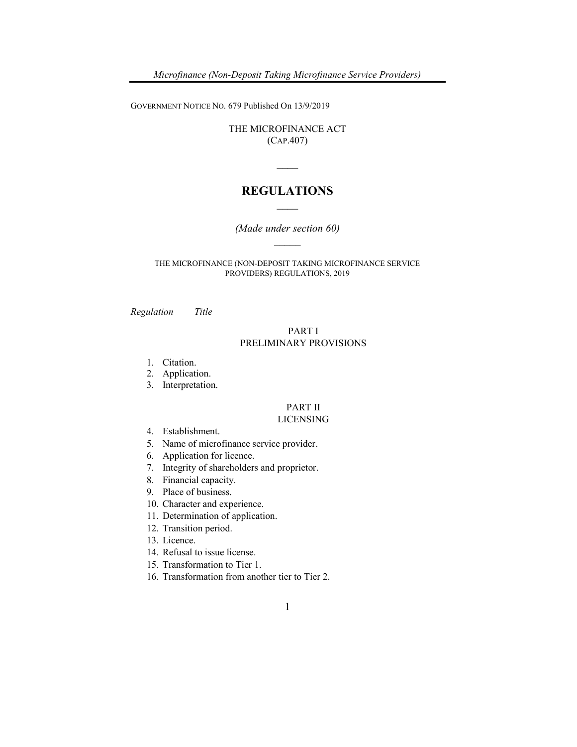GOVERNMENT NOTICE NO. 679 Published On 13/9/2019

THE MICROFINANCE ACT
(CAP.407)

# REGULATIONS

*(Made under section 60)*

THE MICROFINANCE (NON-DEPOSIT TAKING MICROFINANCE SERVICE PROVIDERS) REGULATIONS, 2019

*Regulation* *Title*

## PART I
## PRELIMINARY PROVISIONS

1. Citation.
2. Application.
3. Interpretation.

## PART II
## LICENSING

4. Establishment.
5. Name of microfinance service provider.
6. Application for licence.
7. Integrity of shareholders and proprietor.
8. Financial capacity.
9. Place of business.
10. Character and experience.
11. Determination of application.
12. Transition period.
13. Licence.
14. Refusal to issue license.
15. Transformation to Tier 1.
16. Transformation from another tier to Tier 2.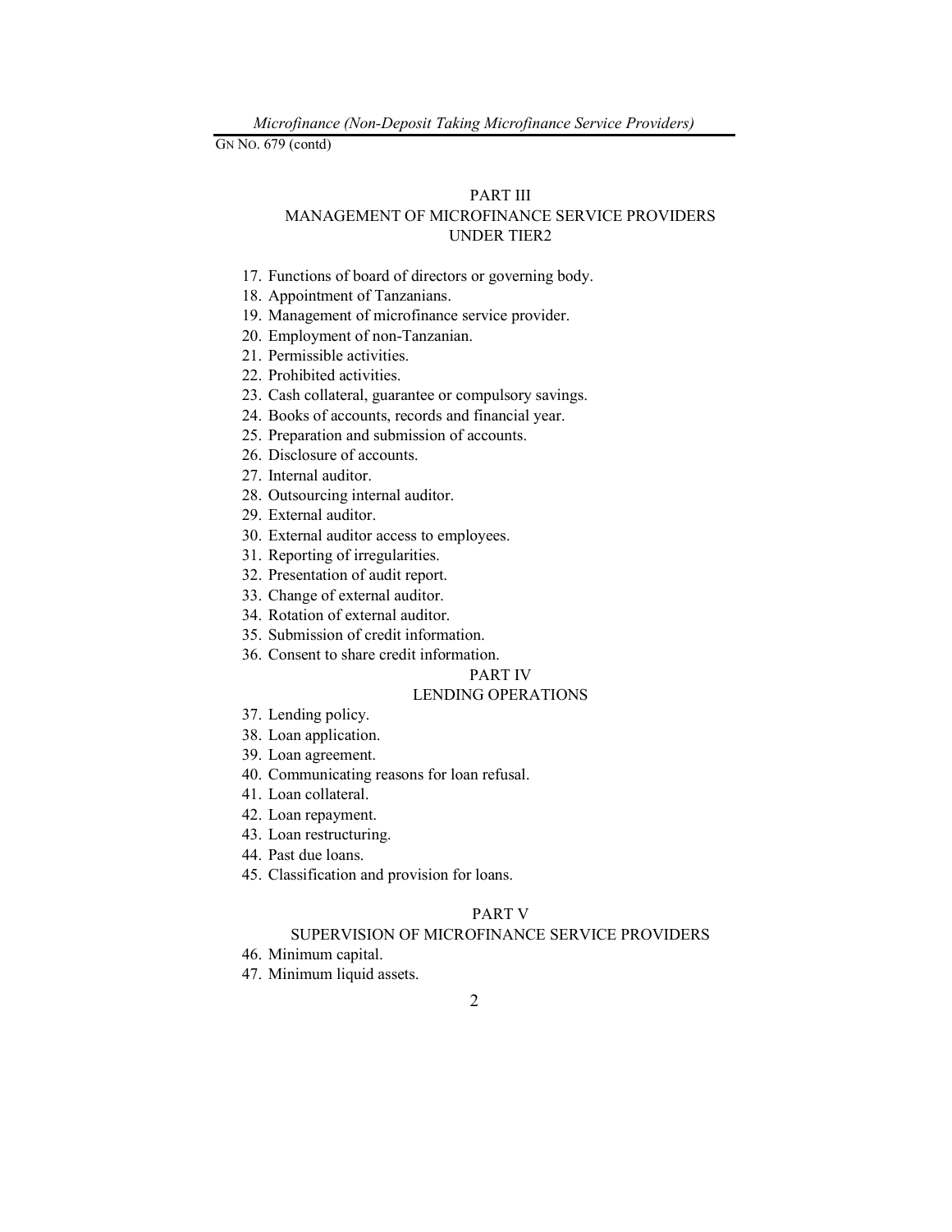## PART III
## MANAGEMENT OF MICROFINANCE SERVICE PROVIDERS UNDER TIER2

17. Functions of board of directors or governing body.
18. Appointment of Tanzanians.
19. Management of microfinance service provider.
20. Employment of non-Tanzanian.
21. Permissible activities.
22. Prohibited activities.
23. Cash collateral, guarantee or compulsory savings.
24. Books of accounts, records and financial year.
25. Preparation and submission of accounts.
26. Disclosure of accounts.
27. Internal auditor.
28. Outsourcing internal auditor.
29. External auditor.
30. External auditor access to employees.
31. Reporting of irregularities.
32. Presentation of audit report.
33. Change of external auditor.
34. Rotation of external auditor.
35. Submission of credit information.
36. Consent to share credit information.

## PART IV
## LENDING OPERATIONS

37. Lending policy.
38. Loan application.
39. Loan agreement.
40. Communicating reasons for loan refusal.
41. Loan collateral.
42. Loan repayment.
43. Loan restructuring.
44. Past due loans.
45. Classification and provision for loans.

## PART V
## SUPERVISION OF MICROFINANCE SERVICE PROVIDERS

46. Minimum capital.
47. Minimum liquid assets.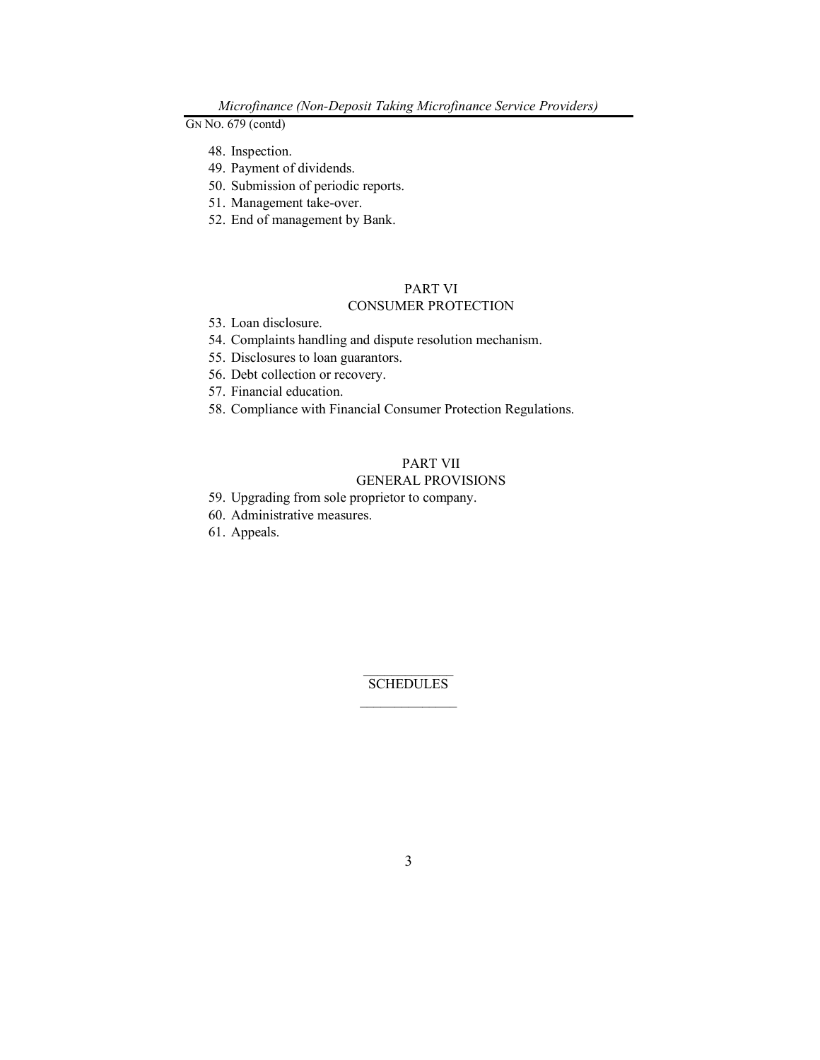48. Inspection.
49. Payment of dividends.
50. Submission of periodic reports.
51. Management take-over.
52. End of management by Bank.

## PART VI
## CONSUMER PROTECTION

53. Loan disclosure.
54. Complaints handling and dispute resolution mechanism.
55. Disclosures to loan guarantors.
56. Debt collection or recovery.
57. Financial education.
58. Compliance with Financial Consumer Protection Regulations.

## PART VII
## GENERAL PROVISIONS

59. Upgrading from sole proprietor to company.
60. Administrative measures.
61. Appeals.

## SCHEDULES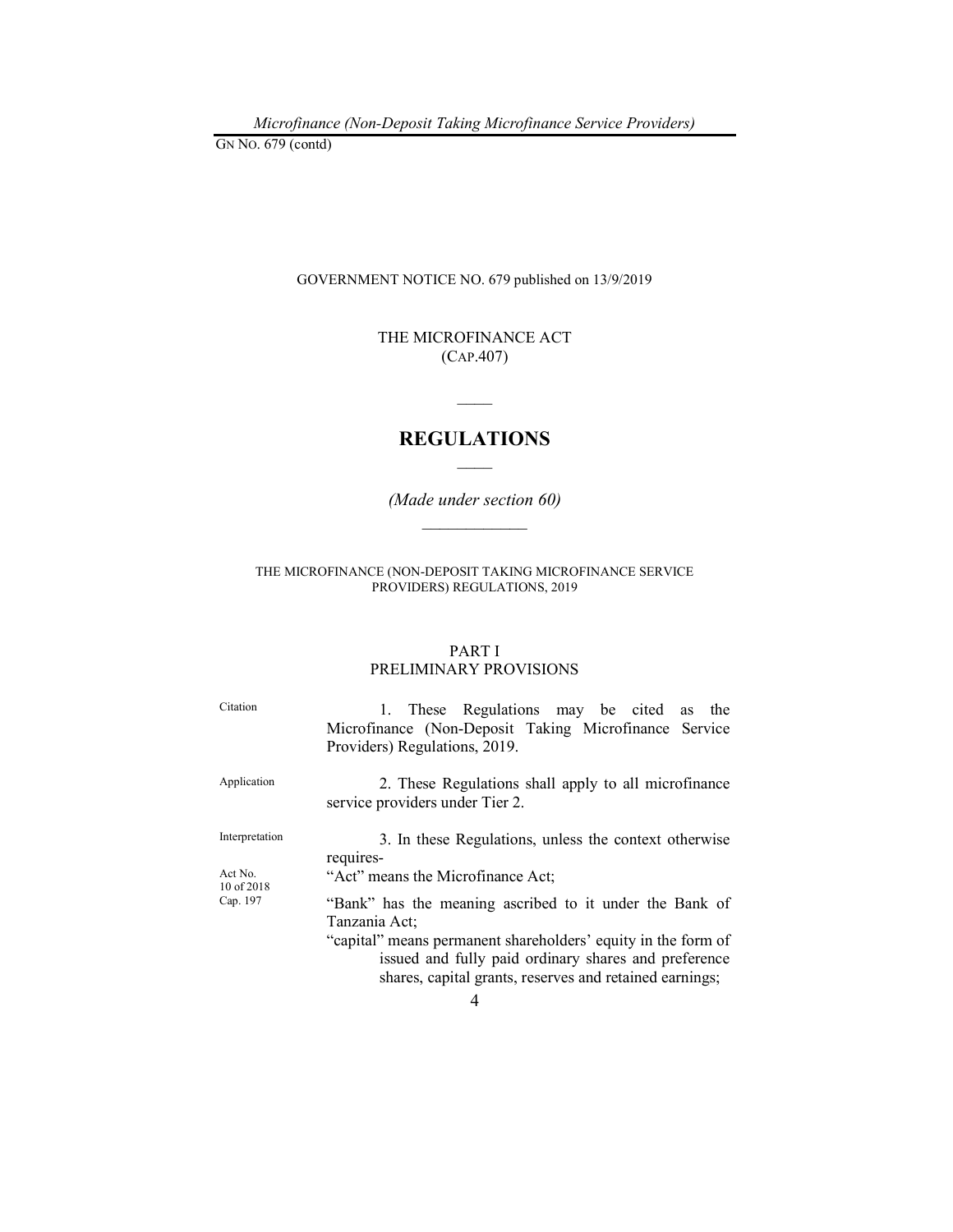GOVERNMENT NOTICE NO. 679 published on 13/9/2019

THE MICROFINANCE ACT
(CAP.407)

# REGULATIONS

*(Made under section 60)*

THE MICROFINANCE (NON-DEPOSIT TAKING MICROFINANCE SERVICE PROVIDERS) REGULATIONS, 2019

## PART I
## PRELIMINARY PROVISIONS

Citation

1. These Regulations may be cited as the Microfinance (Non-Deposit Taking Microfinance Service Providers) Regulations, 2019.

Application

2. These Regulations shall apply to all microfinance service providers under Tier 2.

Interpretation

3. In these Regulations, unless the context otherwise requires-

Act No. 10 of 2018

"Act" means the Microfinance Act;

Cap. 197

"Bank" has the meaning ascribed to it under the Bank of Tanzania Act;

"capital" means permanent shareholders' equity in the form of issued and fully paid ordinary shares and preference shares, capital grants, reserves and retained earnings;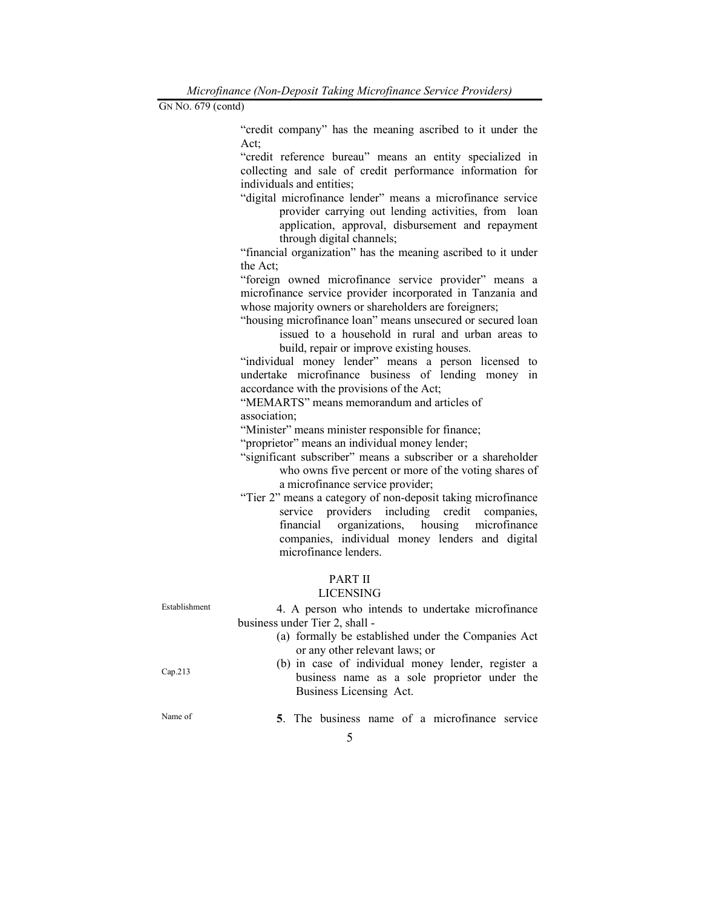GN NO. 679 (contd)

"credit company" has the meaning ascribed to it under the Act;

"credit reference bureau" means an entity specialized in collecting and sale of credit performance information for individuals and entities;

"digital microfinance lender" means a microfinance service provider carrying out lending activities, from loan application, approval, disbursement and repayment through digital channels;

"financial organization" has the meaning ascribed to it under the Act;

"foreign owned microfinance service provider" means a microfinance service provider incorporated in Tanzania and whose majority owners or shareholders are foreigners;

"housing microfinance loan" means unsecured or secured loan issued to a household in rural and urban areas to build, repair or improve existing houses.

"individual money lender" means a person licensed to undertake microfinance business of lending money in accordance with the provisions of the Act;

"MEMARTS" means memorandum and articles of association;

"Minister" means minister responsible for finance;

"proprietor" means an individual money lender;

"significant subscriber" means a subscriber or a shareholder who owns five percent or more of the voting shares of a microfinance service provider;

"Tier 2" means a category of non-deposit taking microfinance service providers including credit companies, financial organizations, housing microfinance companies, individual money lenders and digital microfinance lenders.

## PART II
## LICENSING

Establishment

4. A person who intends to undertake microfinance business under Tier 2, shall -

(a) formally be established under the Companies Act or any other relevant laws; or

Cap.213

(b) in case of individual money lender, register a business name as a sole proprietor under the Business Licensing Act.

Name of

**5**. The business name of a microfinance service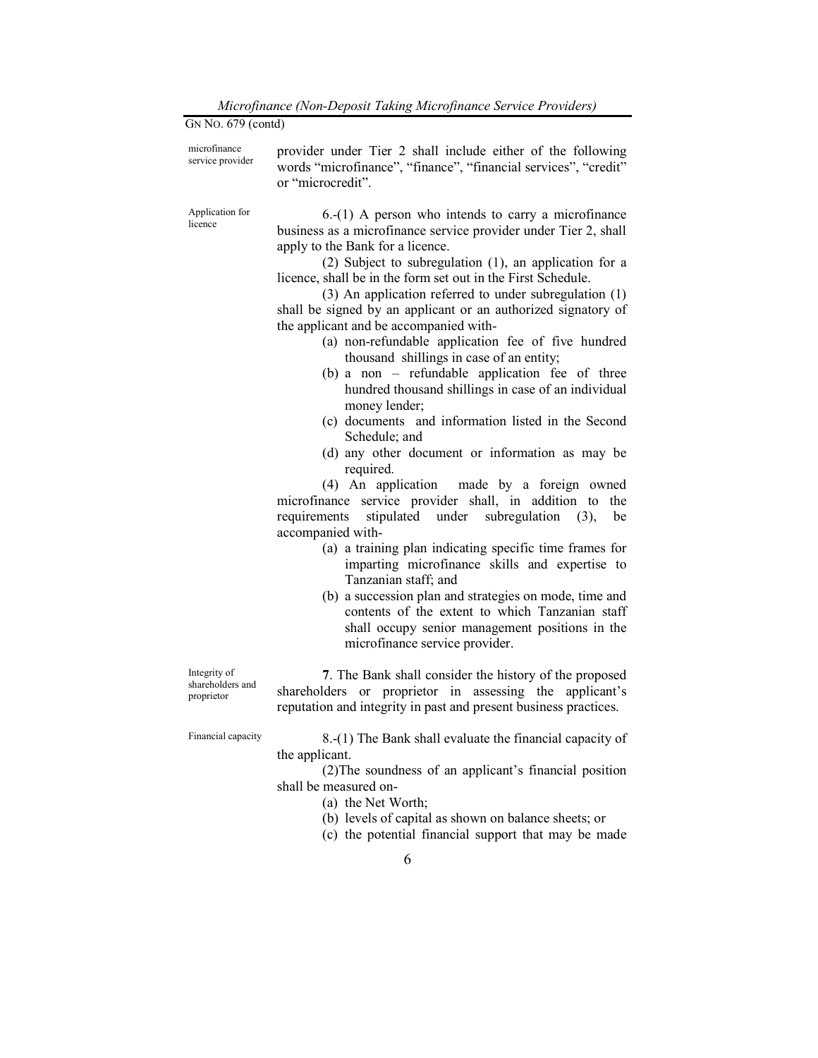microfinance service provider

provider under Tier 2 shall include either of the following words "microfinance", "finance", "financial services", "credit" or "microcredit".

Application for licence

6.-(1) A person who intends to carry a microfinance business as a microfinance service provider under Tier 2, shall apply to the Bank for a licence.

(2) Subject to subregulation (1), an application for a licence, shall be in the form set out in the First Schedule.

(3) An application referred to under subregulation (1) shall be signed by an applicant or an authorized signatory of the applicant and be accompanied with-

- (a) non-refundable application fee of five hundred thousand shillings in case of an entity;
- (b) a non – refundable application fee of three hundred thousand shillings in case of an individual money lender;
- (c) documents and information listed in the Second Schedule; and
- (d) any other document or information as may be required.

(4) An application made by a foreign owned microfinance service provider shall, in addition to the requirements stipulated under subregulation (3), be accompanied with-

- (a) a training plan indicating specific time frames for imparting microfinance skills and expertise to Tanzanian staff; and
- (b) a succession plan and strategies on mode, time and contents of the extent to which Tanzanian staff shall occupy senior management positions in the microfinance service provider.

Integrity of shareholders and proprietor

**7**. The Bank shall consider the history of the proposed shareholders or proprietor in assessing the applicant's reputation and integrity in past and present business practices.

Financial capacity

8.-(1) The Bank shall evaluate the financial capacity of the applicant.

(2)The soundness of an applicant's financial position shall be measured on-

- (a) the Net Worth;
- (b) levels of capital as shown on balance sheets; or
- (c) the potential financial support that may be made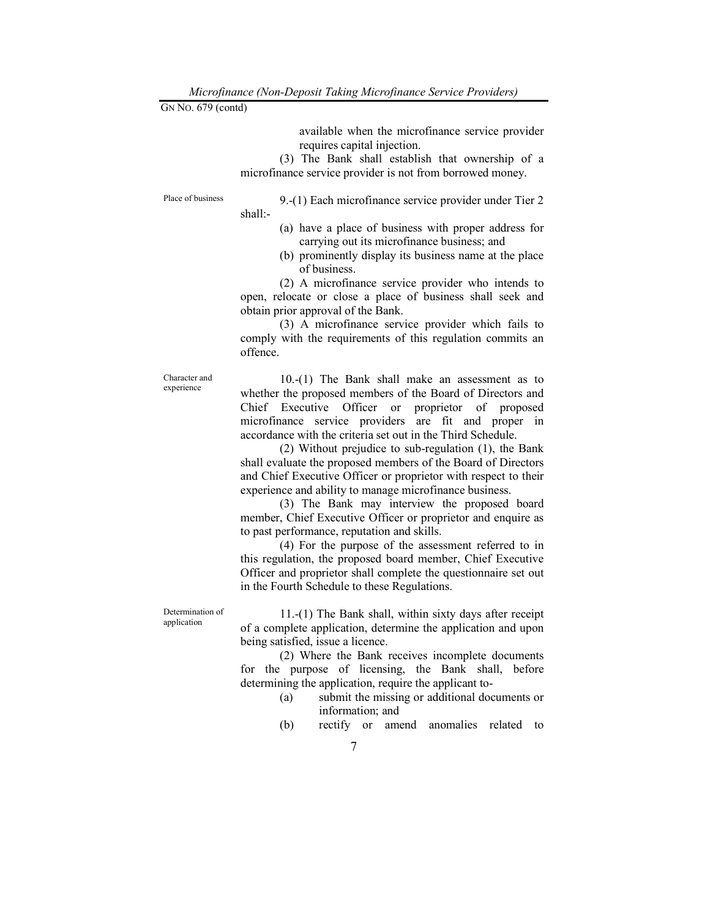available when the microfinance service provider requires capital injection.

(3) The Bank shall establish that ownership of a microfinance service provider is not from borrowed money.

Place of business

9.-(1) Each microfinance service provider under Tier 2 shall:-

(a) have a place of business with proper address for carrying out its microfinance business; and
(b) prominently display its business name at the place of business.

(2) A microfinance service provider who intends to open, relocate or close a place of business shall seek and obtain prior approval of the Bank.

(3) A microfinance service provider which fails to comply with the requirements of this regulation commits an offence.

Character and experience

10.-(1) The Bank shall make an assessment as to whether the proposed members of the Board of Directors and Chief Executive Officer or proprietor of proposed microfinance service providers are fit and proper in accordance with the criteria set out in the Third Schedule.

(2) Without prejudice to sub-regulation (1), the Bank shall evaluate the proposed members of the Board of Directors and Chief Executive Officer or proprietor with respect to their experience and ability to manage microfinance business.

(3) The Bank may interview the proposed board member, Chief Executive Officer or proprietor and enquire as to past performance, reputation and skills.

(4) For the purpose of the assessment referred to in this regulation, the proposed board member, Chief Executive Officer and proprietor shall complete the questionnaire set out in the Fourth Schedule to these Regulations.

Determination of application

11.-(1) The Bank shall, within sixty days after receipt of a complete application, determine the application and upon being satisfied, issue a licence.

(2) Where the Bank receives incomplete documents for the purpose of licensing, the Bank shall, before determining the application, require the applicant to-

(a) submit the missing or additional documents or information; and
(b) rectify or amend anomalies related to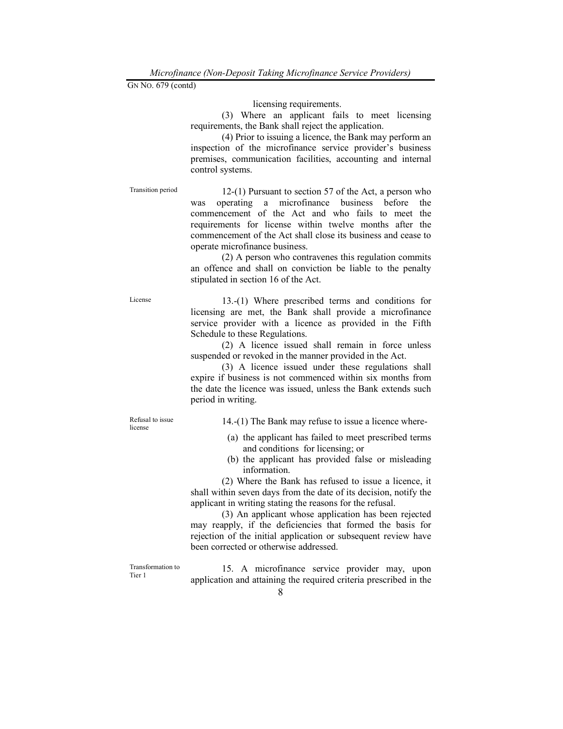licensing requirements.

(3) Where an applicant fails to meet licensing requirements, the Bank shall reject the application.

(4) Prior to issuing a licence, the Bank may perform an inspection of the microfinance service provider's business premises, communication facilities, accounting and internal control systems.

Transition period

12-(1) Pursuant to section 57 of the Act, a person who was operating a microfinance business before the commencement of the Act and who fails to meet the requirements for license within twelve months after the commencement of the Act shall close its business and cease to operate microfinance business.

(2) A person who contravenes this regulation commits an offence and shall on conviction be liable to the penalty stipulated in section 16 of the Act.

License

13.-(1) Where prescribed terms and conditions for licensing are met, the Bank shall provide a microfinance service provider with a licence as provided in the Fifth Schedule to these Regulations.

(2) A licence issued shall remain in force unless suspended or revoked in the manner provided in the Act.

(3) A licence issued under these regulations shall expire if business is not commenced within six months from the date the licence was issued, unless the Bank extends such period in writing.

Refusal to issue license

14.-(1) The Bank may refuse to issue a licence where-

(a) the applicant has failed to meet prescribed terms and conditions for licensing; or

(b) the applicant has provided false or misleading information.

(2) Where the Bank has refused to issue a licence, it shall within seven days from the date of its decision, notify the applicant in writing stating the reasons for the refusal.

(3) An applicant whose application has been rejected may reapply, if the deficiencies that formed the basis for rejection of the initial application or subsequent review have been corrected or otherwise addressed.

Transformation to Tier 1

15. A microfinance service provider may, upon application and attaining the required criteria prescribed in the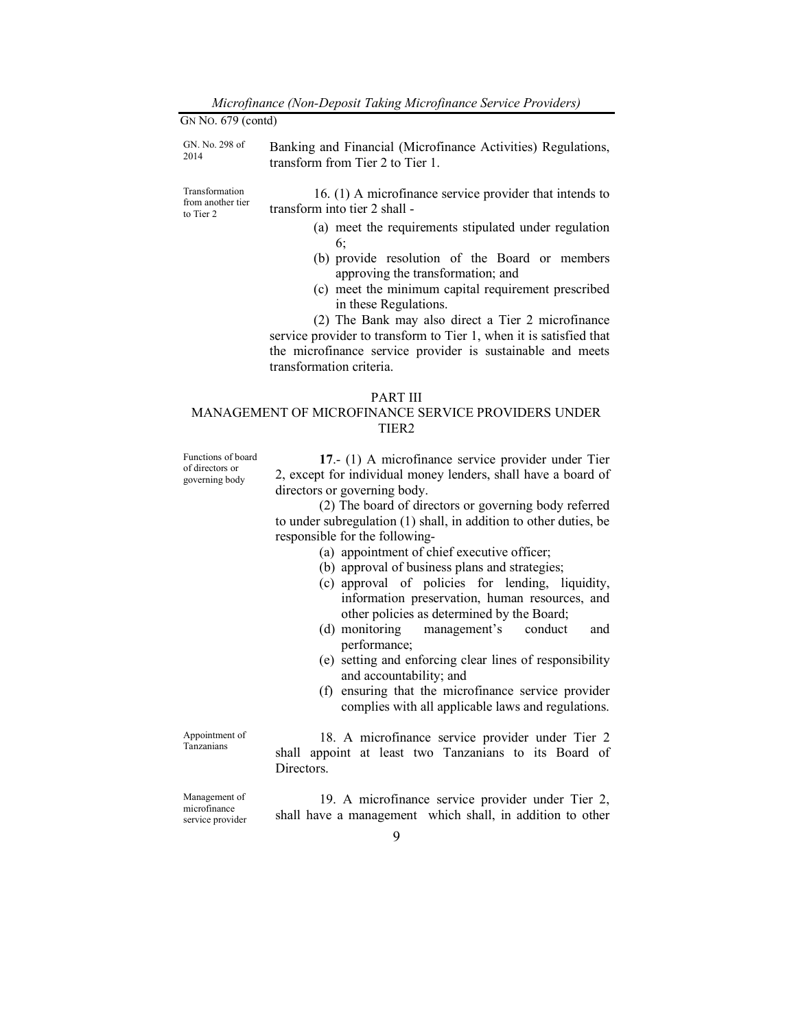GN. No. 298 of 2014

Banking and Financial (Microfinance Activities) Regulations, transform from Tier 2 to Tier 1.

Transformation from another tier to Tier 2

16. (1) A microfinance service provider that intends to transform into tier 2 shall -

(a) meet the requirements stipulated under regulation 6;
(b) provide resolution of the Board or members approving the transformation; and
(c) meet the minimum capital requirement prescribed in these Regulations.

(2) The Bank may also direct a Tier 2 microfinance service provider to transform to Tier 1, when it is satisfied that the microfinance service provider is sustainable and meets transformation criteria.

## PART III
## MANAGEMENT OF MICROFINANCE SERVICE PROVIDERS UNDER TIER2

Functions of board of directors or governing body

**17**.- (1) A microfinance service provider under Tier 2, except for individual money lenders, shall have a board of directors or governing body.

(2) The board of directors or governing body referred to under subregulation (1) shall, in addition to other duties, be responsible for the following-

(a) appointment of chief executive officer;
(b) approval of business plans and strategies;
(c) approval of policies for lending, liquidity, information preservation, human resources, and other policies as determined by the Board;
(d) monitoring management's conduct and performance;
(e) setting and enforcing clear lines of responsibility and accountability; and
(f) ensuring that the microfinance service provider complies with all applicable laws and regulations.

Appointment of Tanzanians

18. A microfinance service provider under Tier 2 shall appoint at least two Tanzanians to its Board of Directors.

Management of microfinance service provider

19. A microfinance service provider under Tier 2, shall have a management which shall, in addition to other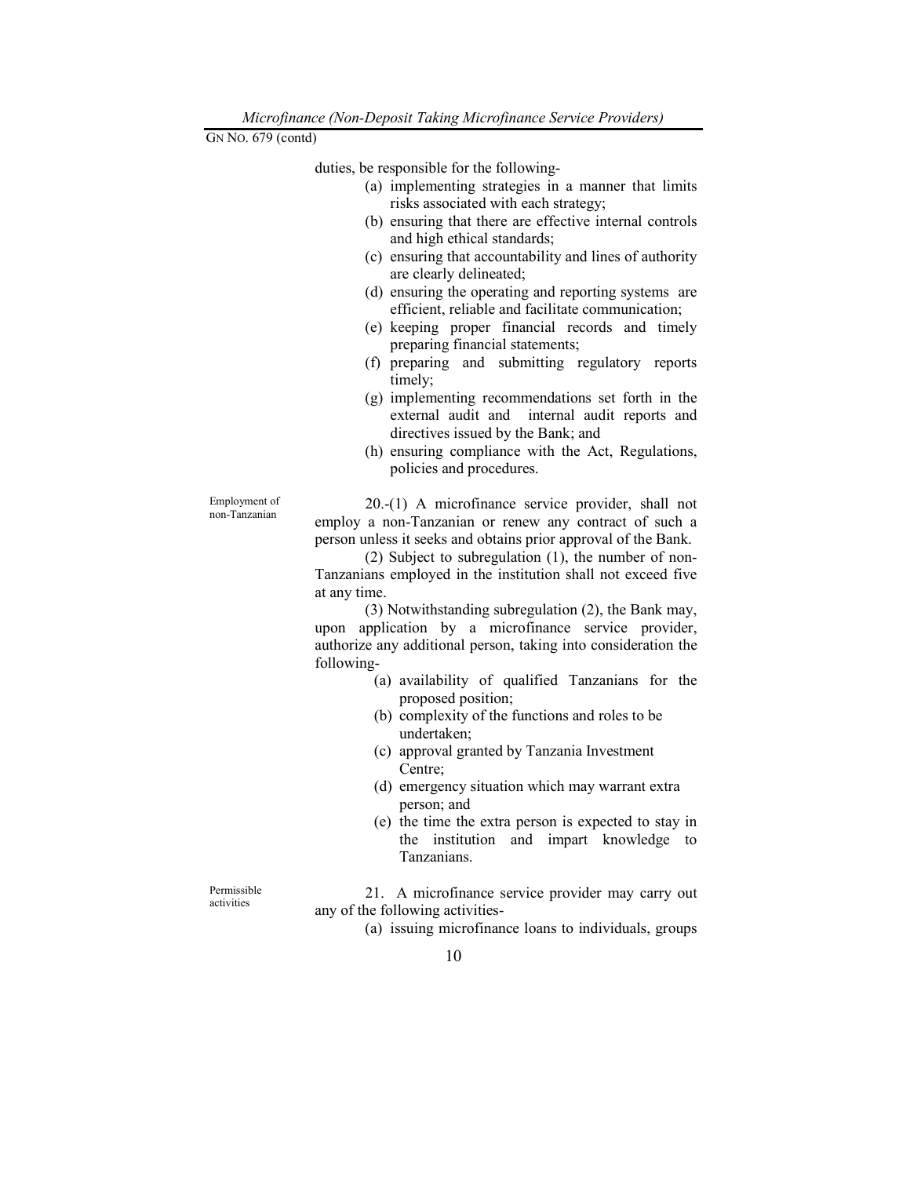duties, be responsible for the following-

(a) implementing strategies in a manner that limits risks associated with each strategy;

(b) ensuring that there are effective internal controls and high ethical standards;

(c) ensuring that accountability and lines of authority are clearly delineated;

(d) ensuring the operating and reporting systems are efficient, reliable and facilitate communication;

(e) keeping proper financial records and timely preparing financial statements;

(f) preparing and submitting regulatory reports timely;

(g) implementing recommendations set forth in the external audit and internal audit reports and directives issued by the Bank; and

(h) ensuring compliance with the Act, Regulations, policies and procedures.

Employment of non-Tanzanian

20.-(1) A microfinance service provider, shall not employ a non-Tanzanian or renew any contract of such a person unless it seeks and obtains prior approval of the Bank.

(2) Subject to subregulation (1), the number of non-Tanzanians employed in the institution shall not exceed five at any time.

(3) Notwithstanding subregulation (2), the Bank may, upon application by a microfinance service provider, authorize any additional person, taking into consideration the following-

(a) availability of qualified Tanzanians for the proposed position;

(b) complexity of the functions and roles to be undertaken;

(c) approval granted by Tanzania Investment Centre;

(d) emergency situation which may warrant extra person; and

(e) the time the extra person is expected to stay in the institution and impart knowledge to Tanzanians.

Permissible activities

21. A microfinance service provider may carry out any of the following activities-

(a) issuing microfinance loans to individuals, groups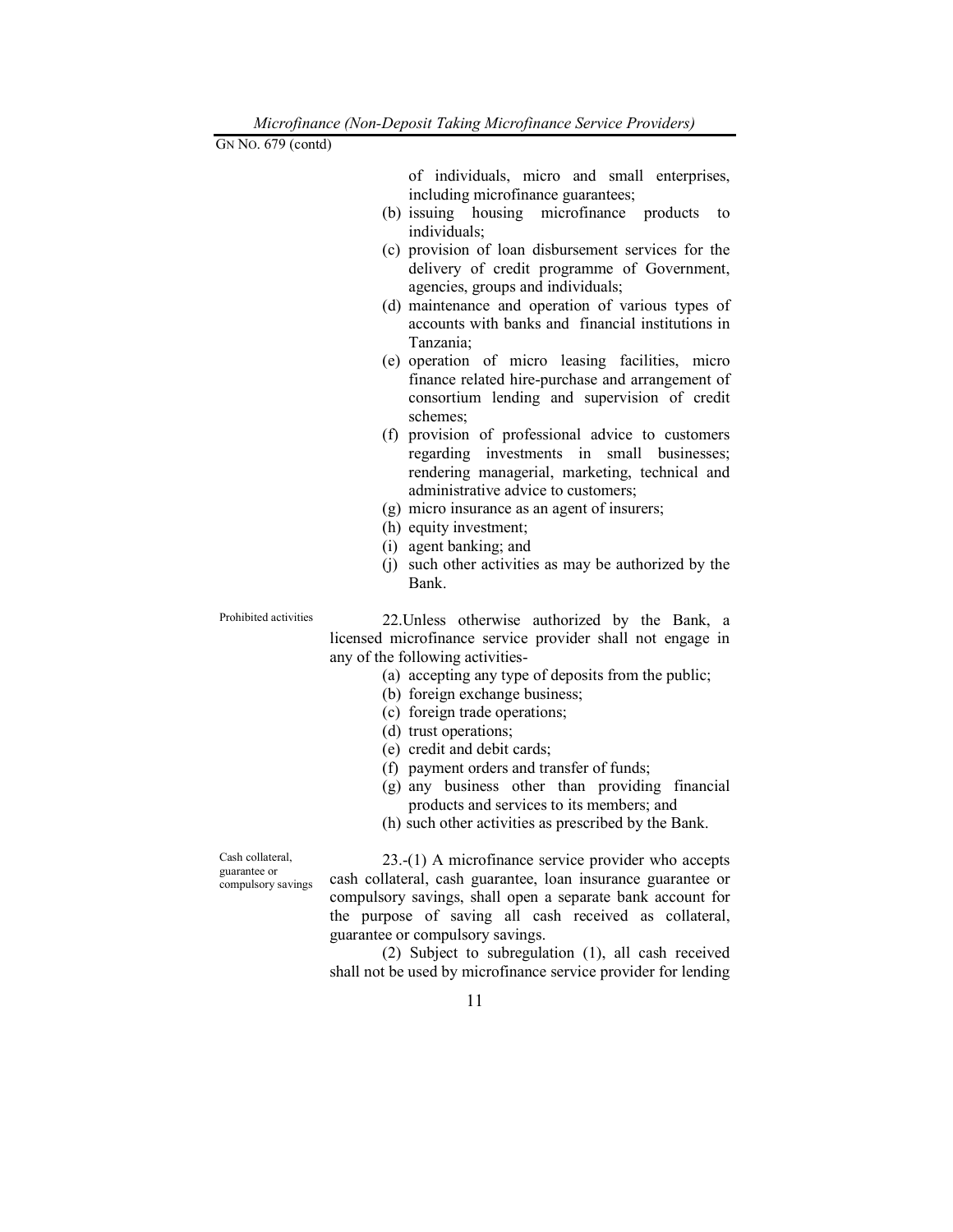of individuals, micro and small enterprises, including microfinance guarantees;

(b) issuing housing microfinance products to individuals;

(c) provision of loan disbursement services for the delivery of credit programme of Government, agencies, groups and individuals;

(d) maintenance and operation of various types of accounts with banks and financial institutions in Tanzania;

(e) operation of micro leasing facilities, micro finance related hire-purchase and arrangement of consortium lending and supervision of credit schemes;

(f) provision of professional advice to customers regarding investments in small businesses; rendering managerial, marketing, technical and administrative advice to customers;

(g) micro insurance as an agent of insurers;

(h) equity investment;

(i) agent banking; and

(j) such other activities as may be authorized by the Bank.

Prohibited activities

22.Unless otherwise authorized by the Bank, a licensed microfinance service provider shall not engage in any of the following activities-

(a) accepting any type of deposits from the public;

(b) foreign exchange business;

(c) foreign trade operations;

(d) trust operations;

(e) credit and debit cards;

(f) payment orders and transfer of funds;

(g) any business other than providing financial products and services to its members; and

(h) such other activities as prescribed by the Bank.

Cash collateral, guarantee or compulsory savings

23.-(1) A microfinance service provider who accepts cash collateral, cash guarantee, loan insurance guarantee or compulsory savings, shall open a separate bank account for the purpose of saving all cash received as collateral, guarantee or compulsory savings.

(2) Subject to subregulation (1), all cash received shall not be used by microfinance service provider for lending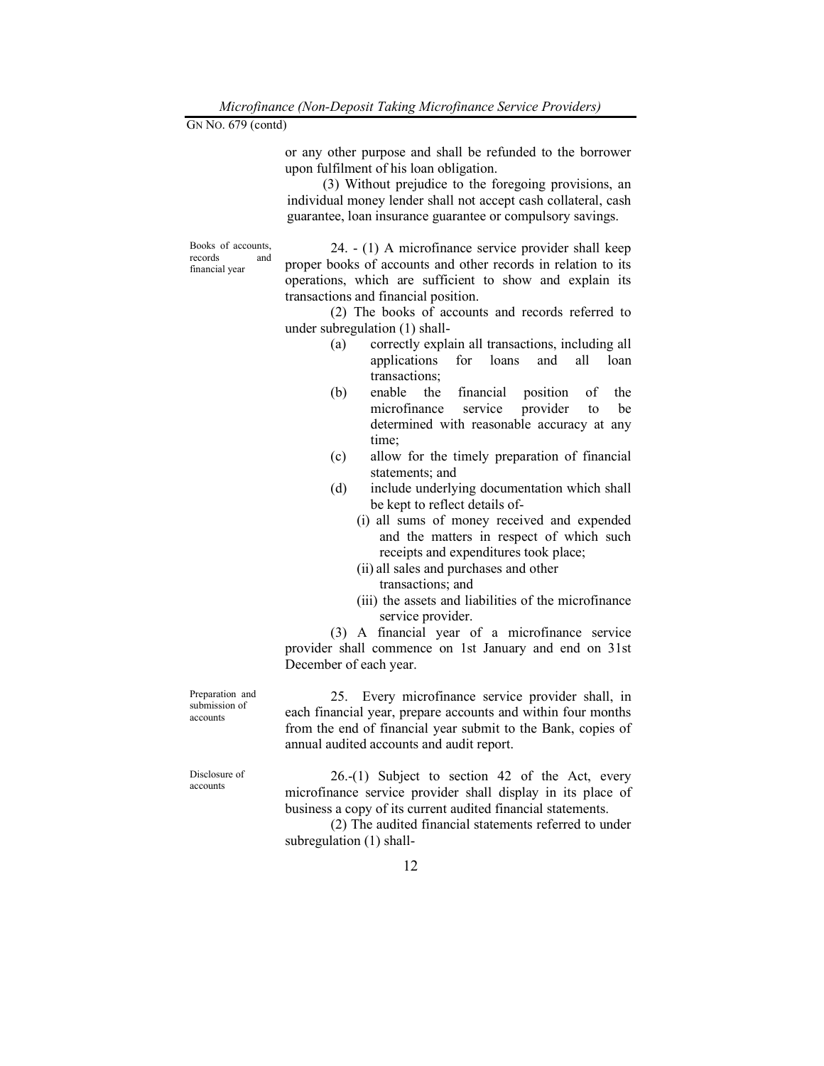or any other purpose and shall be refunded to the borrower upon fulfilment of his loan obligation.

(3) Without prejudice to the foregoing provisions, an individual money lender shall not accept cash collateral, cash guarantee, loan insurance guarantee or compulsory savings.

Books of accounts, records and financial year

24. - (1) A microfinance service provider shall keep proper books of accounts and other records in relation to its operations, which are sufficient to show and explain its transactions and financial position.

(2) The books of accounts and records referred to under subregulation (1) shall-

(a) correctly explain all transactions, including all applications for loans and all loan transactions;

(b) enable the financial position of the microfinance service provider to be determined with reasonable accuracy at any time;

(c) allow for the timely preparation of financial statements; and

(d) include underlying documentation which shall be kept to reflect details of-

(i) all sums of money received and expended and the matters in respect of which such receipts and expenditures took place;

(ii) all sales and purchases and other transactions; and

(iii) the assets and liabilities of the microfinance service provider.

(3) A financial year of a microfinance service provider shall commence on 1st January and end on 31st December of each year.

Preparation and submission of accounts

25. Every microfinance service provider shall, in each financial year, prepare accounts and within four months from the end of financial year submit to the Bank, copies of annual audited accounts and audit report.

Disclosure of accounts

26.-(1) Subject to section 42 of the Act, every microfinance service provider shall display in its place of business a copy of its current audited financial statements.

(2) The audited financial statements referred to under subregulation (1) shall-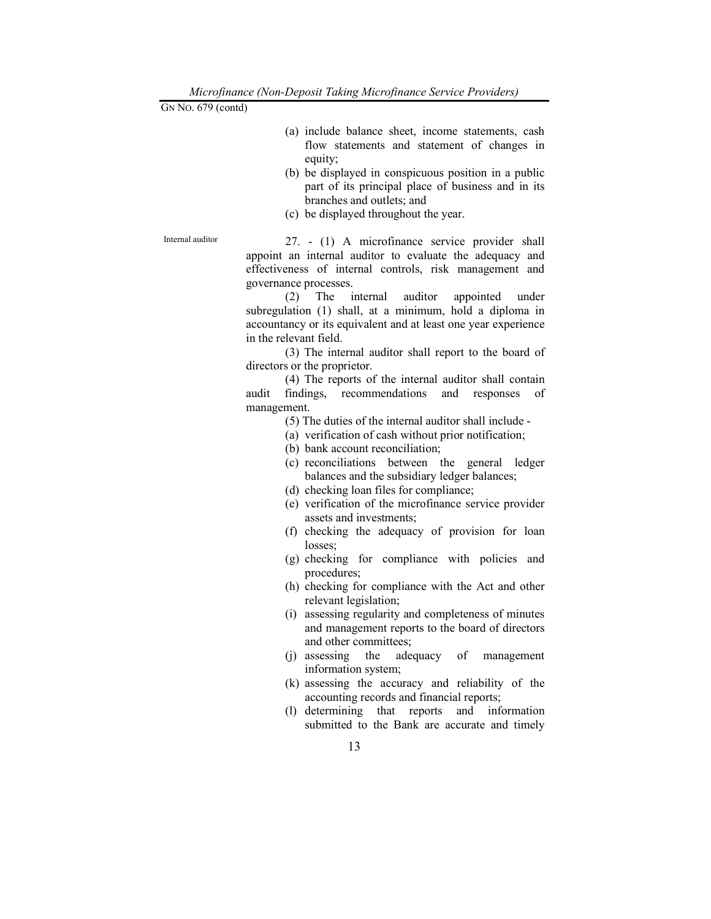(a) include balance sheet, income statements, cash flow statements and statement of changes in equity;

(b) be displayed in conspicuous position in a public part of its principal place of business and in its branches and outlets; and

(c) be displayed throughout the year.

Internal auditor

27. - (1) A microfinance service provider shall appoint an internal auditor to evaluate the adequacy and effectiveness of internal controls, risk management and governance processes.

(2) The internal auditor appointed under subregulation (1) shall, at a minimum, hold a diploma in accountancy or its equivalent and at least one year experience in the relevant field.

(3) The internal auditor shall report to the board of directors or the proprietor.

(4) The reports of the internal auditor shall contain audit findings, recommendations and responses of management.

(5) The duties of the internal auditor shall include -

(a) verification of cash without prior notification;

(b) bank account reconciliation;

(c) reconciliations between the general ledger balances and the subsidiary ledger balances;

(d) checking loan files for compliance;

(e) verification of the microfinance service provider assets and investments;

(f) checking the adequacy of provision for loan losses;

(g) checking for compliance with policies and procedures;

(h) checking for compliance with the Act and other relevant legislation;

(i) assessing regularity and completeness of minutes and management reports to the board of directors and other committees;

(j) assessing the adequacy of management information system;

(k) assessing the accuracy and reliability of the accounting records and financial reports;

(l) determining that reports and information submitted to the Bank are accurate and timely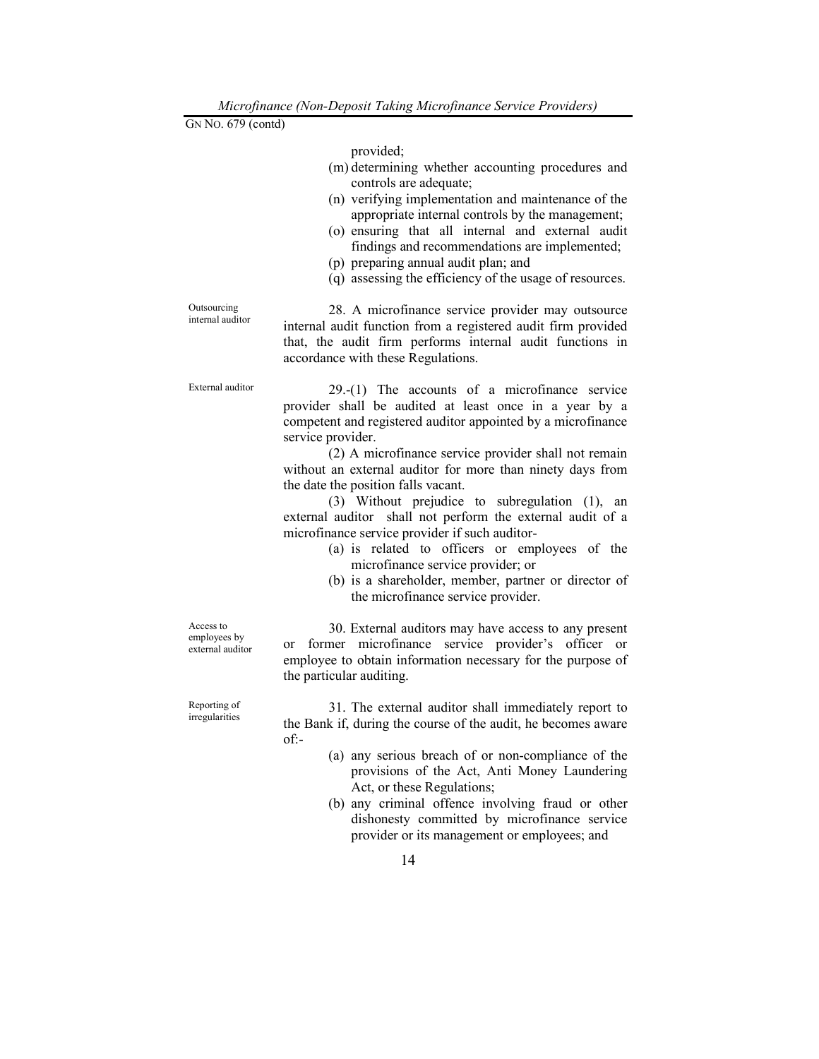provided;

(m) determining whether accounting procedures and controls are adequate;

(n) verifying implementation and maintenance of the appropriate internal controls by the management;

(o) ensuring that all internal and external audit findings and recommendations are implemented;

(p) preparing annual audit plan; and

(q) assessing the efficiency of the usage of resources.

Outsourcing internal auditor

28. A microfinance service provider may outsource internal audit function from a registered audit firm provided that, the audit firm performs internal audit functions in accordance with these Regulations.

External auditor

29.-(1) The accounts of a microfinance service provider shall be audited at least once in a year by a competent and registered auditor appointed by a microfinance service provider.

(2) A microfinance service provider shall not remain without an external auditor for more than ninety days from the date the position falls vacant.

(3) Without prejudice to subregulation (1), an external auditor shall not perform the external audit of a microfinance service provider if such auditor-

(a) is related to officers or employees of the microfinance service provider; or

(b) is a shareholder, member, partner or director of the microfinance service provider.

Access to employees by external auditor

30. External auditors may have access to any present or former microfinance service provider's officer or employee to obtain information necessary for the purpose of the particular auditing.

Reporting of irregularities

31. The external auditor shall immediately report to the Bank if, during the course of the audit, he becomes aware of:-

(a) any serious breach of or non-compliance of the provisions of the Act, Anti Money Laundering Act, or these Regulations;

(b) any criminal offence involving fraud or other dishonesty committed by microfinance service provider or its management or employees; and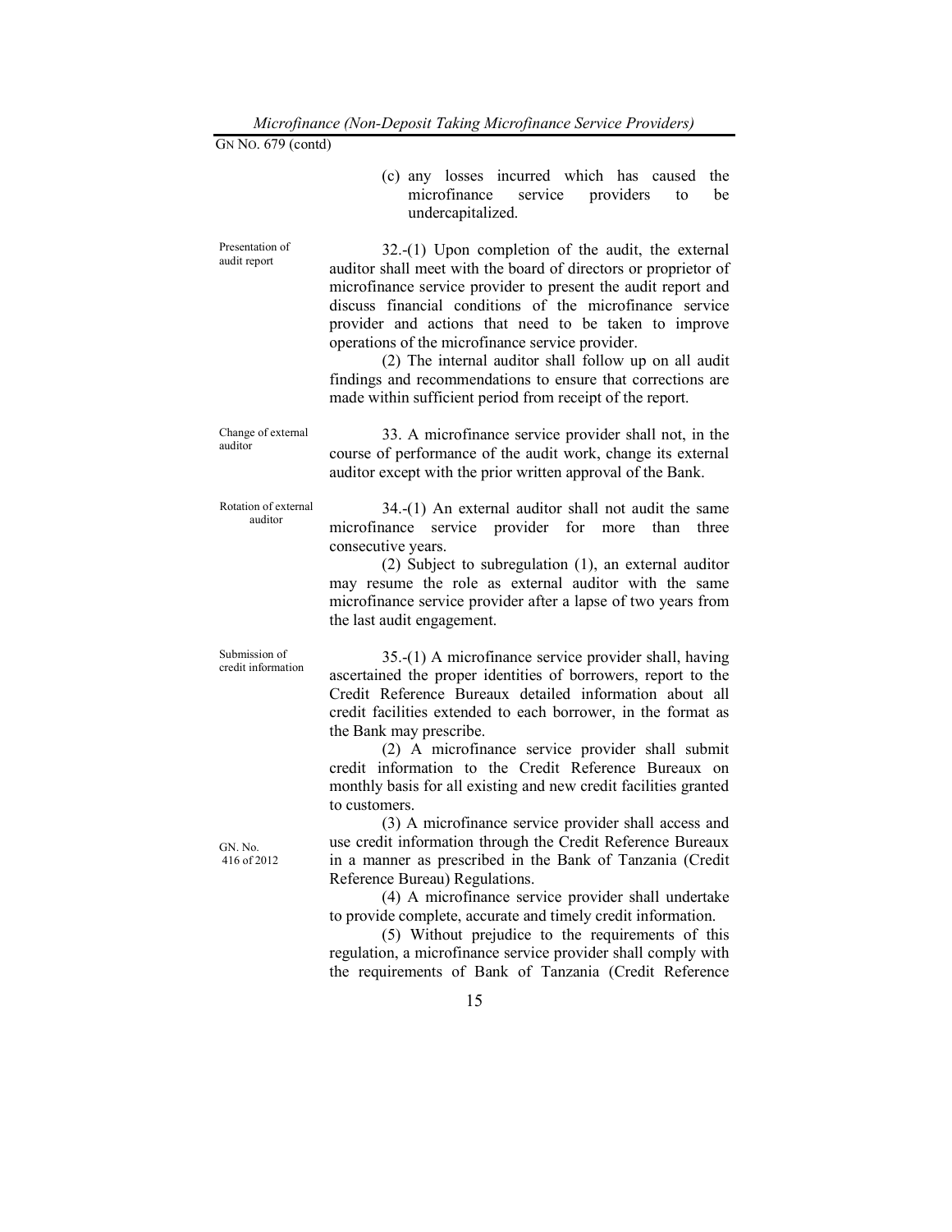(c) any losses incurred which has caused the microfinance service providers to be undercapitalized.

**Presentation of audit report**

32.-(1) Upon completion of the audit, the external auditor shall meet with the board of directors or proprietor of microfinance service provider to present the audit report and discuss financial conditions of the microfinance service provider and actions that need to be taken to improve operations of the microfinance service provider.

(2) The internal auditor shall follow up on all audit findings and recommendations to ensure that corrections are made within sufficient period from receipt of the report.

**Change of external auditor**

33. A microfinance service provider shall not, in the course of performance of the audit work, change its external auditor except with the prior written approval of the Bank.

**Rotation of external auditor**

34.-(1) An external auditor shall not audit the same microfinance service provider for more than three consecutive years.

(2) Subject to subregulation (1), an external auditor may resume the role as external auditor with the same microfinance service provider after a lapse of two years from the last audit engagement.

**Submission of credit information**

35.-(1) A microfinance service provider shall, having ascertained the proper identities of borrowers, report to the Credit Reference Bureaux detailed information about all credit facilities extended to each borrower, in the format as the Bank may prescribe.

(2) A microfinance service provider shall submit credit information to the Credit Reference Bureaux on monthly basis for all existing and new credit facilities granted to customers.

(3) A microfinance service provider shall access and use credit information through the Credit Reference Bureaux in a manner as prescribed in the Bank of Tanzania (Credit Reference Bureau) Regulations.

GN. No. 416 of 2012

(4) A microfinance service provider shall undertake to provide complete, accurate and timely credit information.

(5) Without prejudice to the requirements of this regulation, a microfinance service provider shall comply with the requirements of Bank of Tanzania (Credit Reference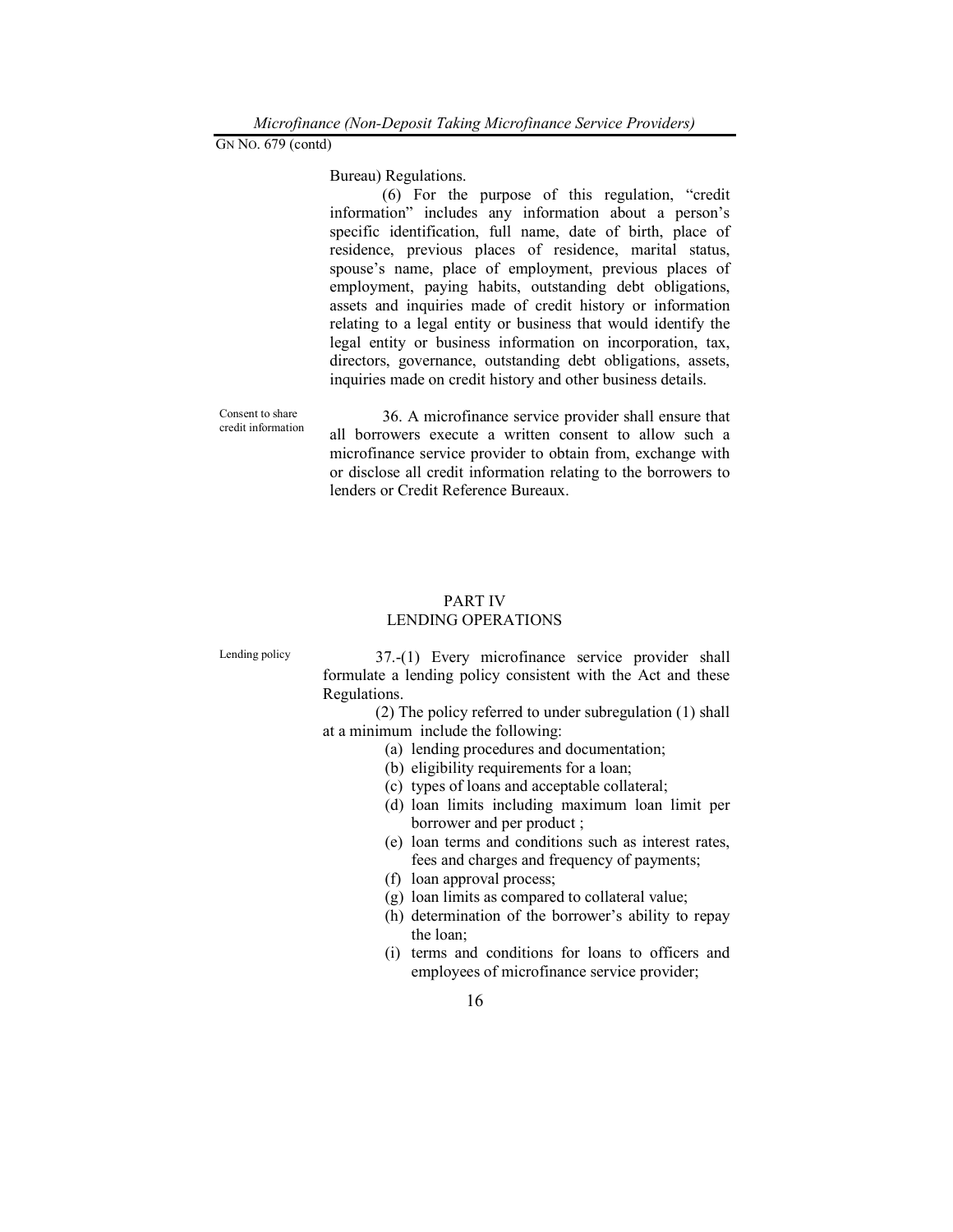Bureau) Regulations.

(6) For the purpose of this regulation, "credit information" includes any information about a person's specific identification, full name, date of birth, place of residence, previous places of residence, marital status, spouse's name, place of employment, previous places of employment, paying habits, outstanding debt obligations, assets and inquiries made of credit history or information relating to a legal entity or business that would identify the legal entity or business information on incorporation, tax, directors, governance, outstanding debt obligations, assets, inquiries made on credit history and other business details.

Consent to share credit information

36. A microfinance service provider shall ensure that all borrowers execute a written consent to allow such a microfinance service provider to obtain from, exchange with or disclose all credit information relating to the borrowers to lenders or Credit Reference Bureaux.

## PART IV
## LENDING OPERATIONS

Lending policy

37.-(1) Every microfinance service provider shall formulate a lending policy consistent with the Act and these Regulations.

(2) The policy referred to under subregulation (1) shall at a minimum include the following:

(a) lending procedures and documentation;
(b) eligibility requirements for a loan;
(c) types of loans and acceptable collateral;
(d) loan limits including maximum loan limit per borrower and per product ;
(e) loan terms and conditions such as interest rates, fees and charges and frequency of payments;
(f) loan approval process;
(g) loan limits as compared to collateral value;
(h) determination of the borrower's ability to repay the loan;
(i) terms and conditions for loans to officers and employees of microfinance service provider;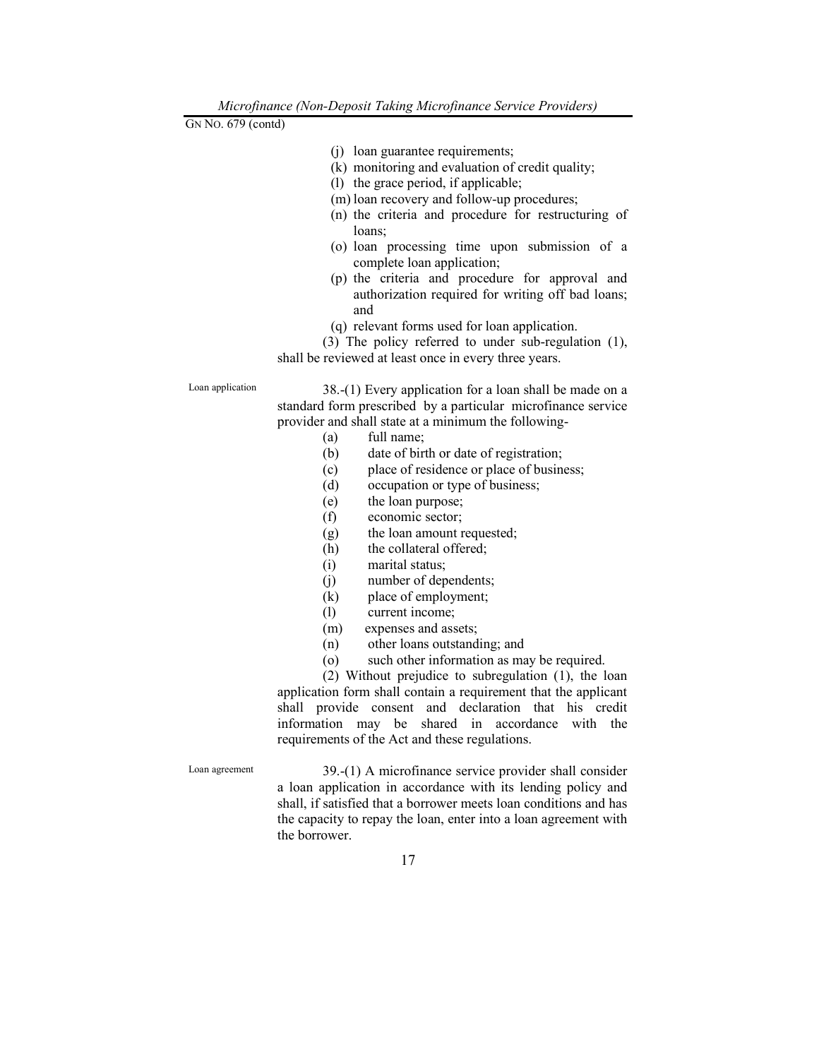(j) loan guarantee requirements;
(k) monitoring and evaluation of credit quality;
(l) the grace period, if applicable;
(m) loan recovery and follow-up procedures;
(n) the criteria and procedure for restructuring of loans;
(o) loan processing time upon submission of a complete loan application;
(p) the criteria and procedure for approval and authorization required for writing off bad loans; and
(q) relevant forms used for loan application.

(3) The policy referred to under sub-regulation (1), shall be reviewed at least once in every three years.

Loan application

38.-(1) Every application for a loan shall be made on a standard form prescribed by a particular microfinance service provider and shall state at a minimum the following-

(a) full name;
(b) date of birth or date of registration;
(c) place of residence or place of business;
(d) occupation or type of business;
(e) the loan purpose;
(f) economic sector;
(g) the loan amount requested;
(h) the collateral offered;
(i) marital status;
(j) number of dependents;
(k) place of employment;
(l) current income;
(m) expenses and assets;
(n) other loans outstanding; and
(o) such other information as may be required.

(2) Without prejudice to subregulation (1), the loan application form shall contain a requirement that the applicant shall provide consent and declaration that his credit information may be shared in accordance with the requirements of the Act and these regulations.

Loan agreement

39.-(1) A microfinance service provider shall consider a loan application in accordance with its lending policy and shall, if satisfied that a borrower meets loan conditions and has the capacity to repay the loan, enter into a loan agreement with the borrower.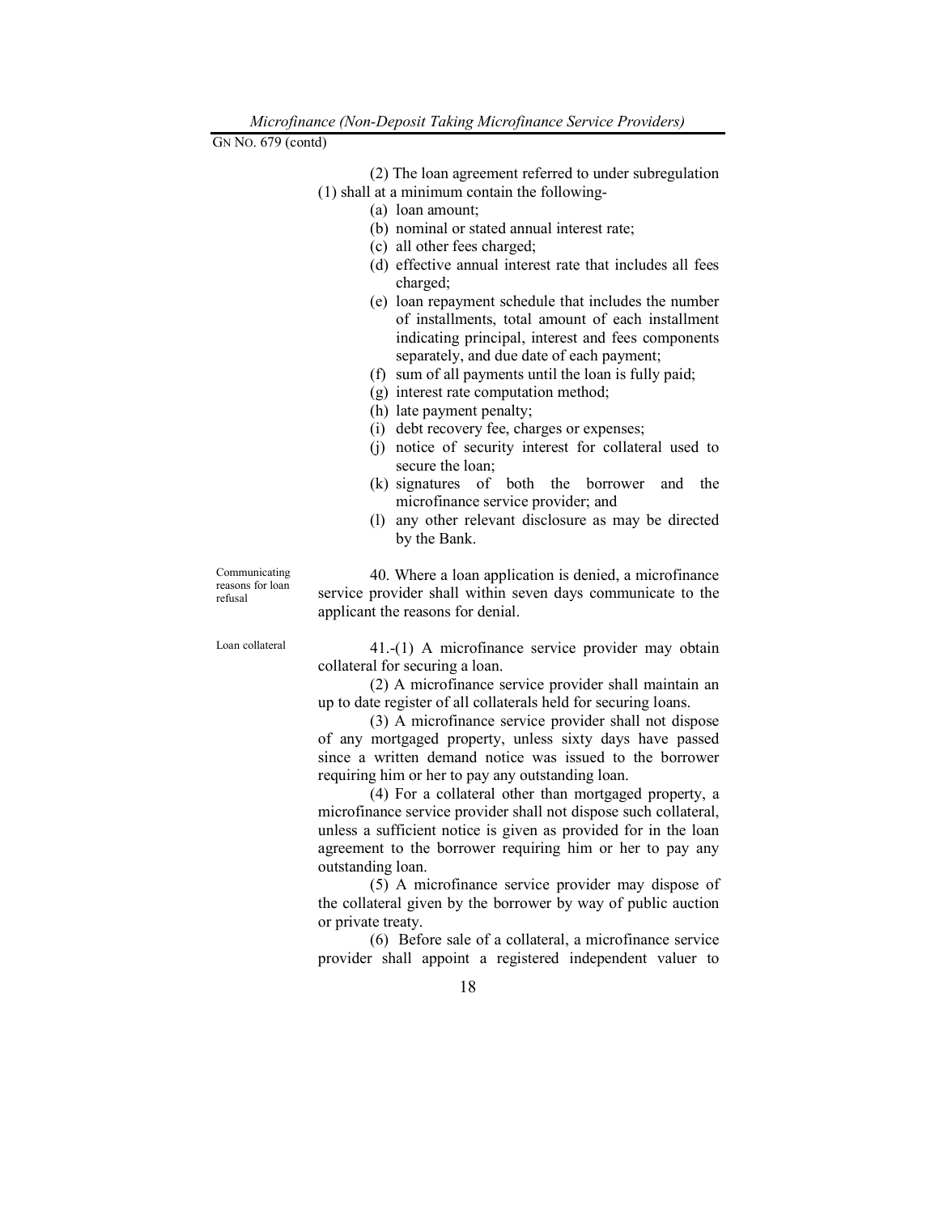(2) The loan agreement referred to under subregulation (1) shall at a minimum contain the following-

- (a) loan amount;
- (b) nominal or stated annual interest rate;
- (c) all other fees charged;
- (d) effective annual interest rate that includes all fees charged;
- (e) loan repayment schedule that includes the number of installments, total amount of each installment indicating principal, interest and fees components separately, and due date of each payment;
- (f) sum of all payments until the loan is fully paid;
- (g) interest rate computation method;
- (h) late payment penalty;
- (i) debt recovery fee, charges or expenses;
- (j) notice of security interest for collateral used to secure the loan;
- (k) signatures of both the borrower and the microfinance service provider; and
- (l) any other relevant disclosure as may be directed by the Bank.

*Communicating reasons for loan refusal*

40. Where a loan application is denied, a microfinance service provider shall within seven days communicate to the applicant the reasons for denial.

*Loan collateral*

41.-(1) A microfinance service provider may obtain collateral for securing a loan.

(2) A microfinance service provider shall maintain an up to date register of all collaterals held for securing loans.

(3) A microfinance service provider shall not dispose of any mortgaged property, unless sixty days have passed since a written demand notice was issued to the borrower requiring him or her to pay any outstanding loan.

(4) For a collateral other than mortgaged property, a microfinance service provider shall not dispose such collateral, unless a sufficient notice is given as provided for in the loan agreement to the borrower requiring him or her to pay any outstanding loan.

(5) A microfinance service provider may dispose of the collateral given by the borrower by way of public auction or private treaty.

(6) Before sale of a collateral, a microfinance service provider shall appoint a registered independent valuer to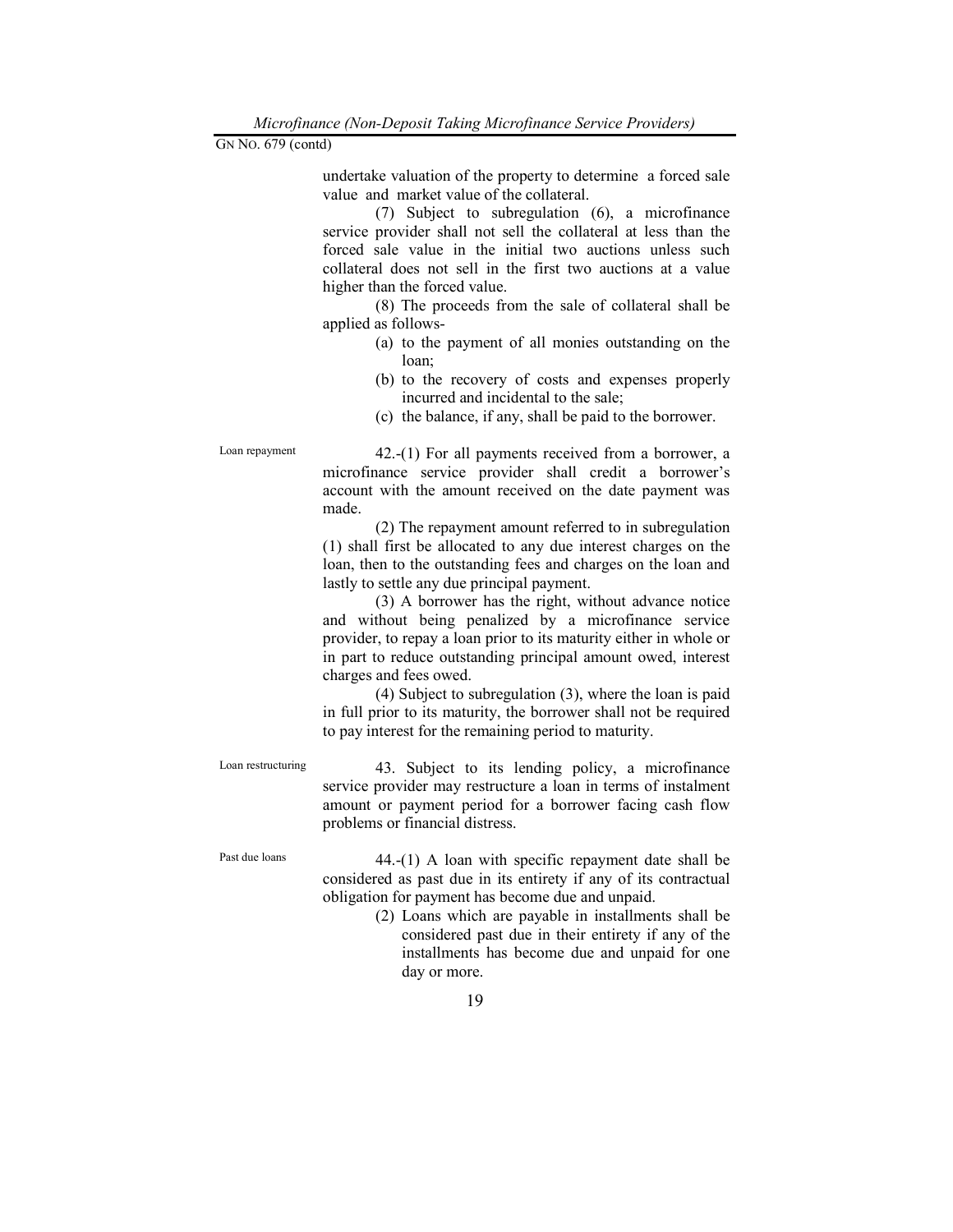undertake valuation of the property to determine a forced sale value and market value of the collateral.

(7) Subject to subregulation (6), a microfinance service provider shall not sell the collateral at less than the forced sale value in the initial two auctions unless such collateral does not sell in the first two auctions at a value higher than the forced value.

(8) The proceeds from the sale of collateral shall be applied as follows-

(a) to the payment of all monies outstanding on the loan;
(b) to the recovery of costs and expenses properly incurred and incidental to the sale;
(c) the balance, if any, shall be paid to the borrower.

Loan repayment

42.-(1) For all payments received from a borrower, a microfinance service provider shall credit a borrower's account with the amount received on the date payment was made.

(2) The repayment amount referred to in subregulation (1) shall first be allocated to any due interest charges on the loan, then to the outstanding fees and charges on the loan and lastly to settle any due principal payment.

(3) A borrower has the right, without advance notice and without being penalized by a microfinance service provider, to repay a loan prior to its maturity either in whole or in part to reduce outstanding principal amount owed, interest charges and fees owed.

(4) Subject to subregulation (3), where the loan is paid in full prior to its maturity, the borrower shall not be required to pay interest for the remaining period to maturity.

Loan restructuring

43. Subject to its lending policy, a microfinance service provider may restructure a loan in terms of instalment amount or payment period for a borrower facing cash flow problems or financial distress.

Past due loans

44.-(1) A loan with specific repayment date shall be considered as past due in its entirety if any of its contractual obligation for payment has become due and unpaid.

(2) Loans which are payable in installments shall be considered past due in their entirety if any of the installments has become due and unpaid for one day or more.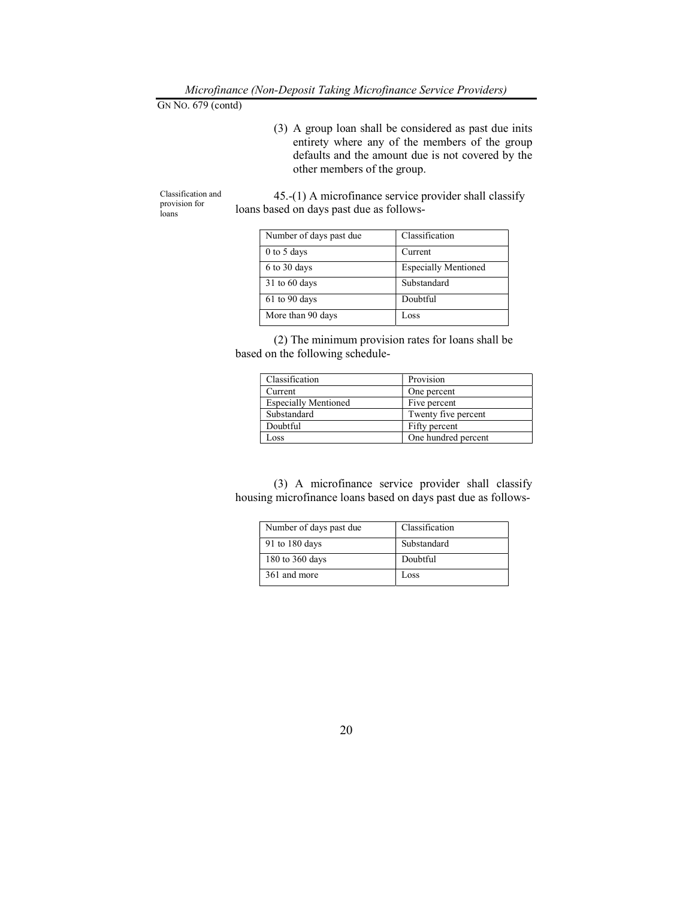(3) A group loan shall be considered as past due inits entirety where any of the members of the group defaults and the amount due is not covered by the other members of the group.

Classification and provision for loans

45.-(1) A microfinance service provider shall classify loans based on days past due as follows-

| Number of days past due | Classification |
|---|---|
| 0 to 5 days | Current |
| 6 to 30 days | Especially Mentioned |
| 31 to 60 days | Substandard |
| 61 to 90 days | Doubtful |
| More than 90 days | Loss |

(2) The minimum provision rates for loans shall be based on the following schedule-

| Classification | Provision |
|---|---|
| Current | One percent |
| Especially Mentioned | Five percent |
| Substandard | Twenty five percent |
| Doubtful | Fifty percent |
| Loss | One hundred percent |

(3) A microfinance service provider shall classify housing microfinance loans based on days past due as follows-

| Number of days past due | Classification |
|---|---|
| 91 to 180 days | Substandard |
| 180 to 360 days | Doubtful |
| 361 and more | Loss |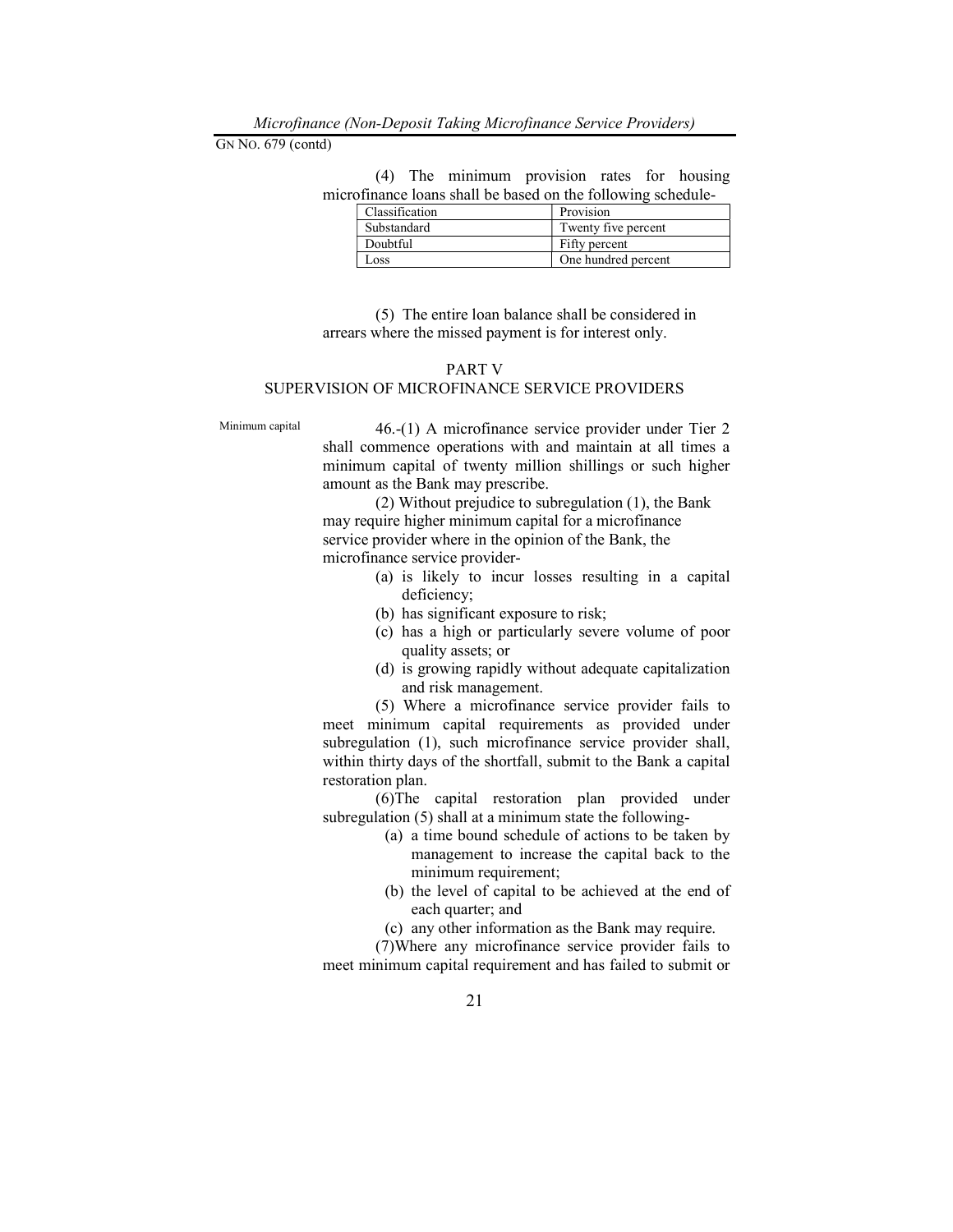(4) The minimum provision rates for housing microfinance loans shall be based on the following schedule-

| Classification | Provision |
|---|---|
| Substandard | Twenty five percent |
| Doubtful | Fifty percent |
| Loss | One hundred percent |

(5) The entire loan balance shall be considered in arrears where the missed payment is for interest only.

## PART V
## SUPERVISION OF MICROFINANCE SERVICE PROVIDERS

Minimum capital

46.-(1) A microfinance service provider under Tier 2 shall commence operations with and maintain at all times a minimum capital of twenty million shillings or such higher amount as the Bank may prescribe.

(2) Without prejudice to subregulation (1), the Bank may require higher minimum capital for a microfinance service provider where in the opinion of the Bank, the microfinance service provider-

(a) is likely to incur losses resulting in a capital deficiency;
(b) has significant exposure to risk;
(c) has a high or particularly severe volume of poor quality assets; or
(d) is growing rapidly without adequate capitalization and risk management.

(5) Where a microfinance service provider fails to meet minimum capital requirements as provided under subregulation (1), such microfinance service provider shall, within thirty days of the shortfall, submit to the Bank a capital restoration plan.

(6)The capital restoration plan provided under subregulation (5) shall at a minimum state the following-

(a) a time bound schedule of actions to be taken by management to increase the capital back to the minimum requirement;
(b) the level of capital to be achieved at the end of each quarter; and
(c) any other information as the Bank may require.

(7)Where any microfinance service provider fails to meet minimum capital requirement and has failed to submit or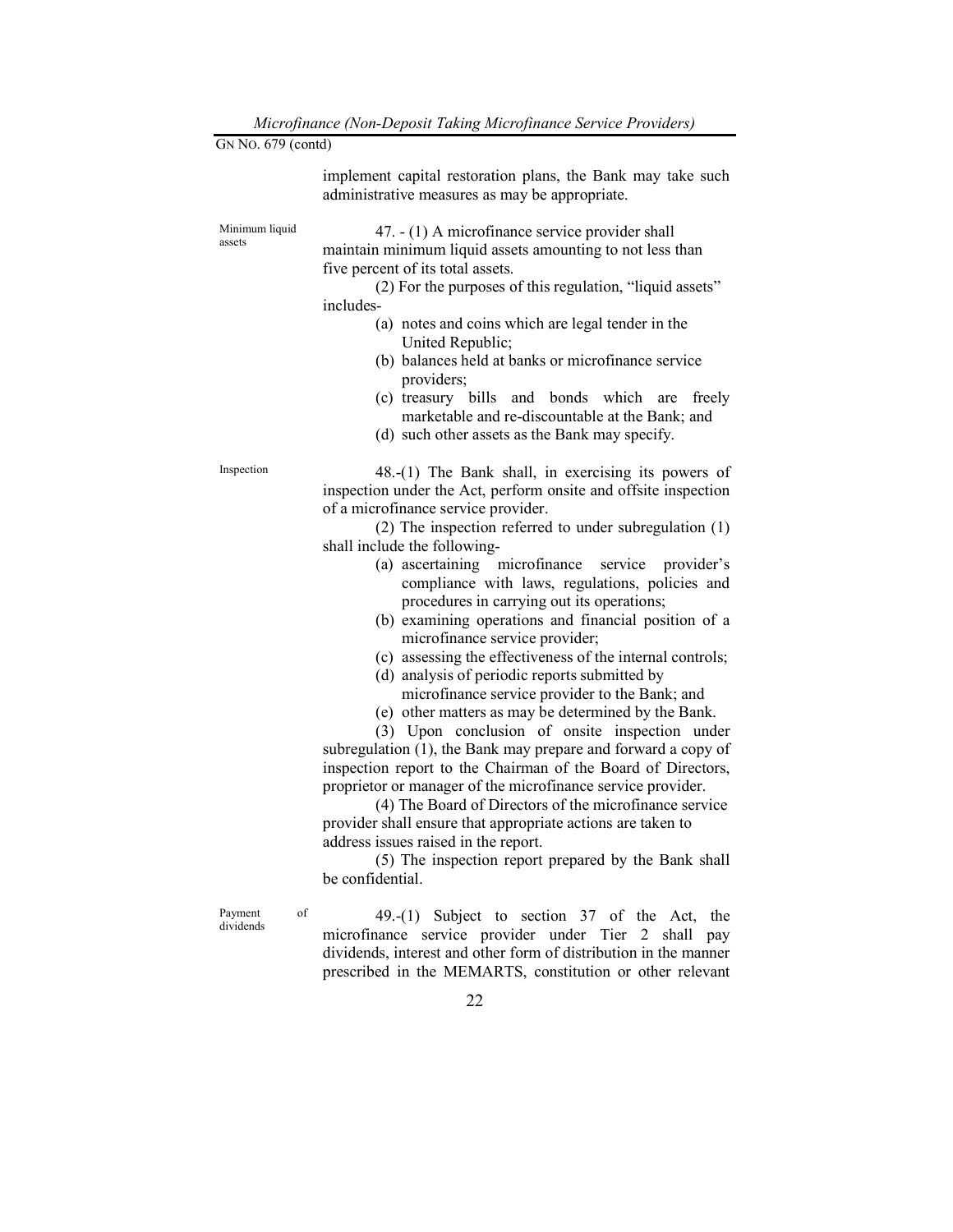implement capital restoration plans, the Bank may take such administrative measures as may be appropriate.

**Minimum liquid assets**

47. - (1) A microfinance service provider shall maintain minimum liquid assets amounting to not less than five percent of its total assets.

(2) For the purposes of this regulation, "liquid assets" includes-

(a) notes and coins which are legal tender in the United Republic;
(b) balances held at banks or microfinance service providers;
(c) treasury bills and bonds which are freely marketable and re-discountable at the Bank; and
(d) such other assets as the Bank may specify.

**Inspection**

48.-(1) The Bank shall, in exercising its powers of inspection under the Act, perform onsite and offsite inspection of a microfinance service provider.

(2) The inspection referred to under subregulation (1) shall include the following-

(a) ascertaining microfinance service provider's compliance with laws, regulations, policies and procedures in carrying out its operations;
(b) examining operations and financial position of a microfinance service provider;
(c) assessing the effectiveness of the internal controls;
(d) analysis of periodic reports submitted by microfinance service provider to the Bank; and
(e) other matters as may be determined by the Bank.

(3) Upon conclusion of onsite inspection under subregulation (1), the Bank may prepare and forward a copy of inspection report to the Chairman of the Board of Directors, proprietor or manager of the microfinance service provider.

(4) The Board of Directors of the microfinance service provider shall ensure that appropriate actions are taken to address issues raised in the report.

(5) The inspection report prepared by the Bank shall be confidential.

**Payment of dividends**

49.-(1) Subject to section 37 of the Act, the microfinance service provider under Tier 2 shall pay dividends, interest and other form of distribution in the manner prescribed in the MEMARTS, constitution or other relevant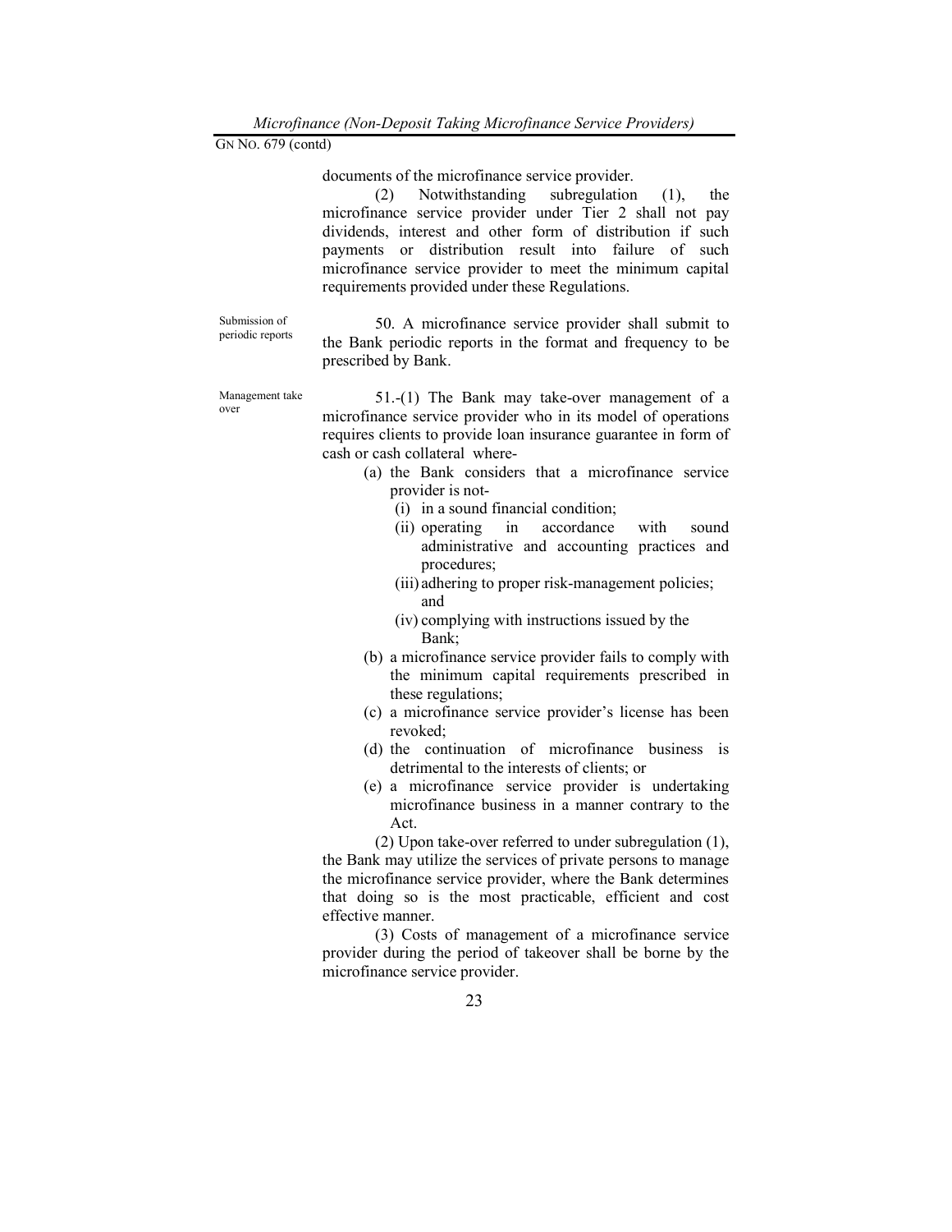documents of the microfinance service provider.

(2) Notwithstanding subregulation (1), the microfinance service provider under Tier 2 shall not pay dividends, interest and other form of distribution if such payments or distribution result into failure of such microfinance service provider to meet the minimum capital requirements provided under these Regulations.

Submission of periodic reports

50. A microfinance service provider shall submit to the Bank periodic reports in the format and frequency to be prescribed by Bank.

Management take over

51.-(1) The Bank may take-over management of a microfinance service provider who in its model of operations requires clients to provide loan insurance guarantee in form of cash or cash collateral where-

- (a) the Bank considers that a microfinance service provider is not-
  - (i) in a sound financial condition;
  - (ii) operating in accordance with sound administrative and accounting practices and procedures;
  - (iii) adhering to proper risk-management policies; and
  - (iv) complying with instructions issued by the Bank;
- (b) a microfinance service provider fails to comply with the minimum capital requirements prescribed in these regulations;
- (c) a microfinance service provider's license has been revoked;
- (d) the continuation of microfinance business is detrimental to the interests of clients; or
- (e) a microfinance service provider is undertaking microfinance business in a manner contrary to the Act.

(2) Upon take-over referred to under subregulation (1), the Bank may utilize the services of private persons to manage the microfinance service provider, where the Bank determines that doing so is the most practicable, efficient and cost effective manner.

(3) Costs of management of a microfinance service provider during the period of takeover shall be borne by the microfinance service provider.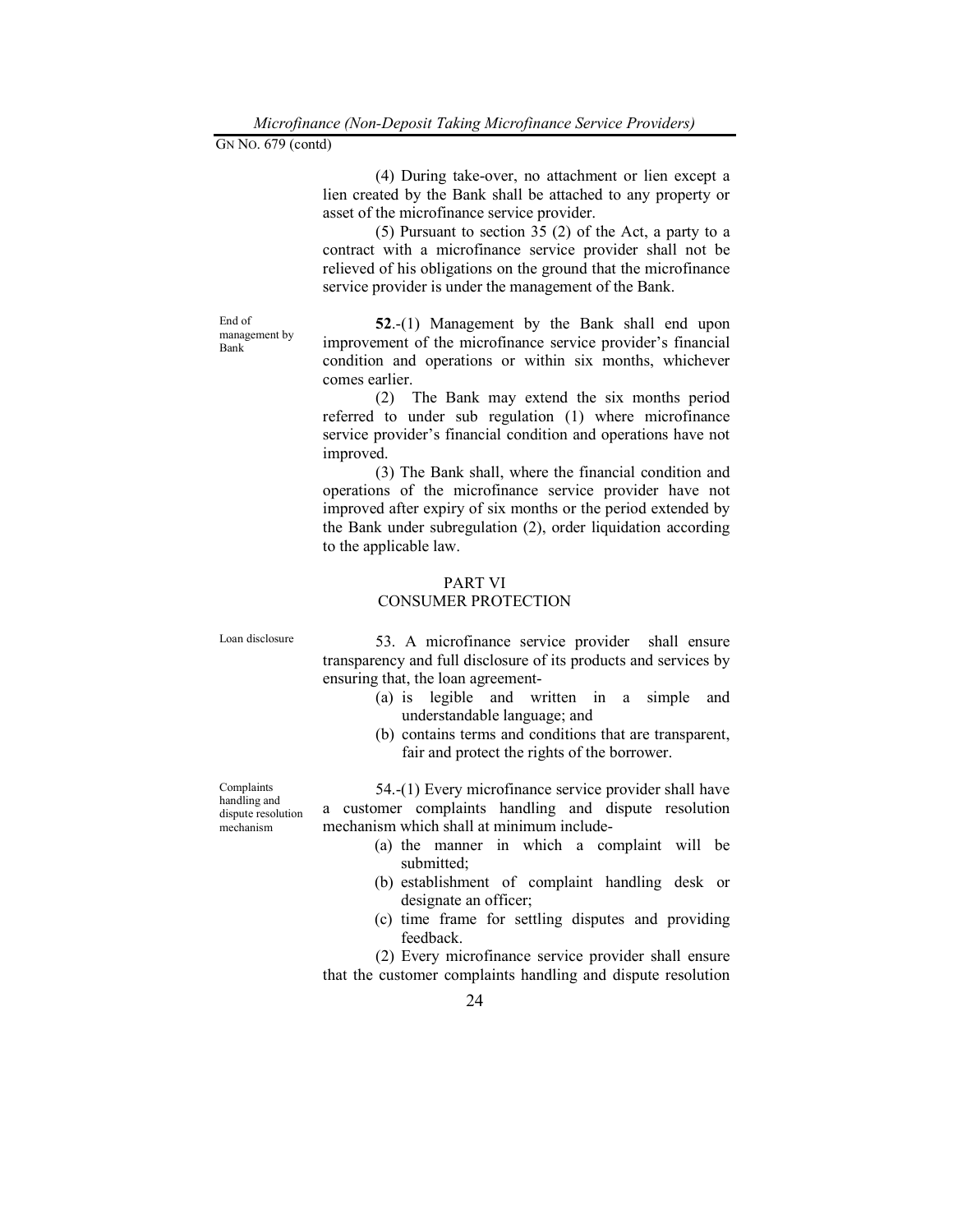(4) During take-over, no attachment or lien except a lien created by the Bank shall be attached to any property or asset of the microfinance service provider.

(5) Pursuant to section 35 (2) of the Act, a party to a contract with a microfinance service provider shall not be relieved of his obligations on the ground that the microfinance service provider is under the management of the Bank.

End of management by Bank

**52**.-(1) Management by the Bank shall end upon improvement of the microfinance service provider's financial condition and operations or within six months, whichever comes earlier.

(2) The Bank may extend the six months period referred to under sub regulation (1) where microfinance service provider's financial condition and operations have not improved.

(3) The Bank shall, where the financial condition and operations of the microfinance service provider have not improved after expiry of six months or the period extended by the Bank under subregulation (2), order liquidation according to the applicable law.

## PART VI
## CONSUMER PROTECTION

Loan disclosure

53. A microfinance service provider shall ensure transparency and full disclosure of its products and services by ensuring that, the loan agreement-

(a) is legible and written in a simple and understandable language; and

(b) contains terms and conditions that are transparent, fair and protect the rights of the borrower.

Complaints handling and dispute resolution mechanism

54.-(1) Every microfinance service provider shall have a customer complaints handling and dispute resolution mechanism which shall at minimum include-

(a) the manner in which a complaint will be submitted;

(b) establishment of complaint handling desk or designate an officer;

(c) time frame for settling disputes and providing feedback.

(2) Every microfinance service provider shall ensure that the customer complaints handling and dispute resolution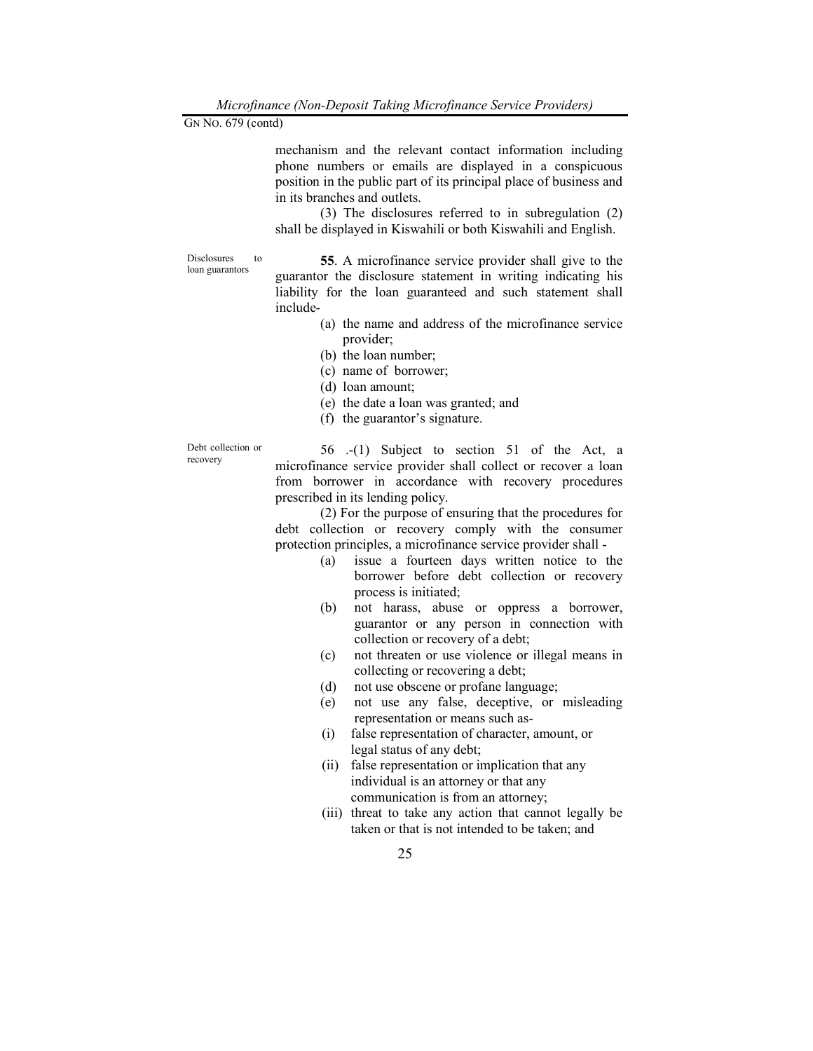mechanism and the relevant contact information including phone numbers or emails are displayed in a conspicuous position in the public part of its principal place of business and in its branches and outlets.

(3) The disclosures referred to in subregulation (2) shall be displayed in Kiswahili or both Kiswahili and English.

Disclosures to loan guarantors

**55**. A microfinance service provider shall give to the guarantor the disclosure statement in writing indicating his liability for the loan guaranteed and such statement shall include-

(a) the name and address of the microfinance service provider;
(b) the loan number;
(c) name of borrower;
(d) loan amount;
(e) the date a loan was granted; and
(f) the guarantor's signature.

Debt collection or recovery

56 .-(1) Subject to section 51 of the Act, a microfinance service provider shall collect or recover a loan from borrower in accordance with recovery procedures prescribed in its lending policy.

(2) For the purpose of ensuring that the procedures for debt collection or recovery comply with the consumer protection principles, a microfinance service provider shall -

(a) issue a fourteen days written notice to the borrower before debt collection or recovery process is initiated;
(b) not harass, abuse or oppress a borrower, guarantor or any person in connection with collection or recovery of a debt;
(c) not threaten or use violence or illegal means in collecting or recovering a debt;
(d) not use obscene or profane language;
(e) not use any false, deceptive, or misleading representation or means such as-
  (i) false representation of character, amount, or legal status of any debt;
  (ii) false representation or implication that any individual is an attorney or that any communication is from an attorney;
  (iii) threat to take any action that cannot legally be taken or that is not intended to be taken; and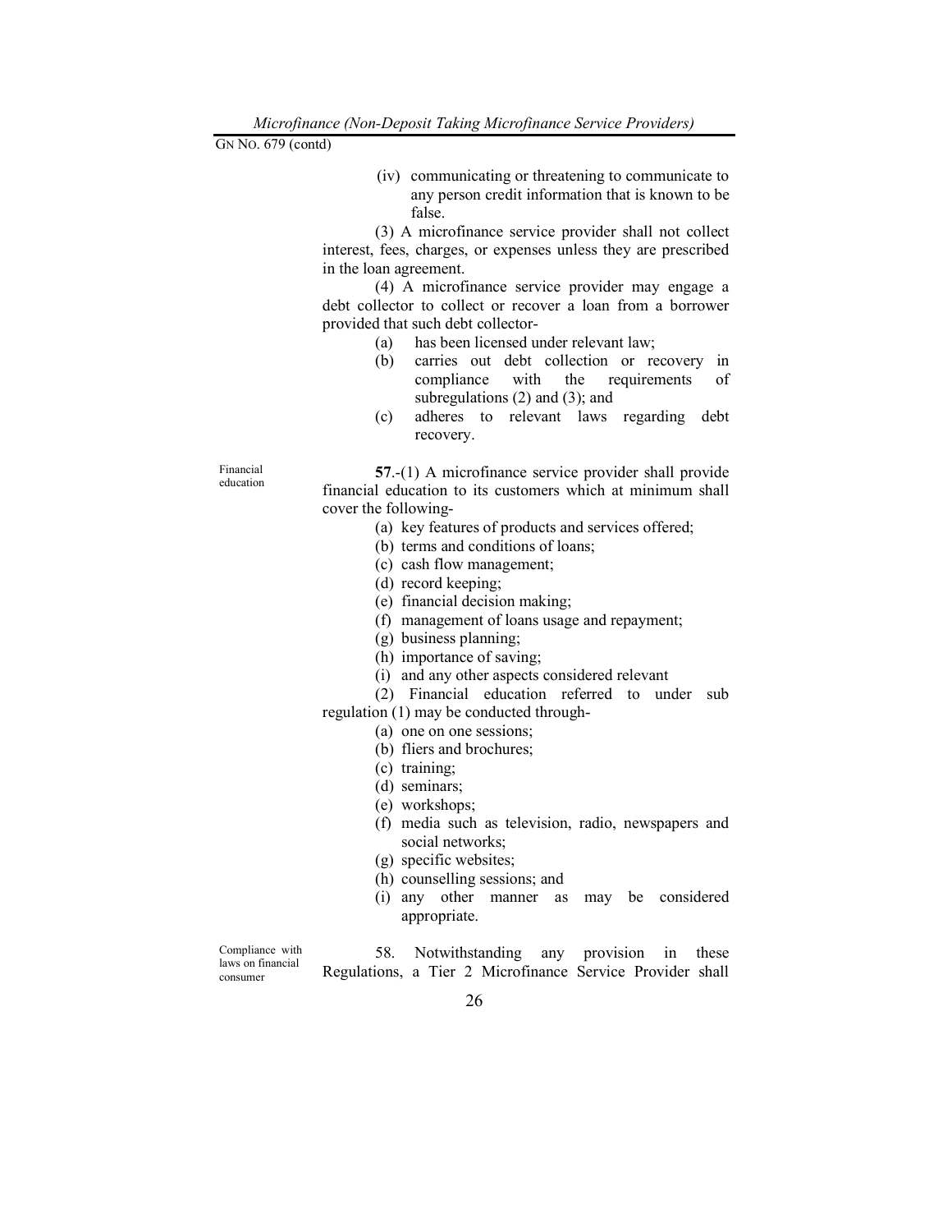(iv) communicating or threatening to communicate to any person credit information that is known to be false.

(3) A microfinance service provider shall not collect interest, fees, charges, or expenses unless they are prescribed in the loan agreement.

(4) A microfinance service provider may engage a debt collector to collect or recover a loan from a borrower provided that such debt collector-

(a) has been licensed under relevant law;

(b) carries out debt collection or recovery in compliance with the requirements of subregulations (2) and (3); and

(c) adheres to relevant laws regarding debt recovery.

Financial education

**57**.-(1) A microfinance service provider shall provide financial education to its customers which at minimum shall cover the following-

(a) key features of products and services offered;

(b) terms and conditions of loans;

(c) cash flow management;

(d) record keeping;

(e) financial decision making;

(f) management of loans usage and repayment;

(g) business planning;

(h) importance of saving;

(i) and any other aspects considered relevant

(2) Financial education referred to under sub regulation (1) may be conducted through-

(a) one on one sessions;

(b) fliers and brochures;

(c) training;

(d) seminars;

(e) workshops;

(f) media such as television, radio, newspapers and social networks;

(g) specific websites;

(h) counselling sessions; and

(i) any other manner as may be considered appropriate.

Compliance with laws on financial consumer

58. Notwithstanding any provision in these Regulations, a Tier 2 Microfinance Service Provider shall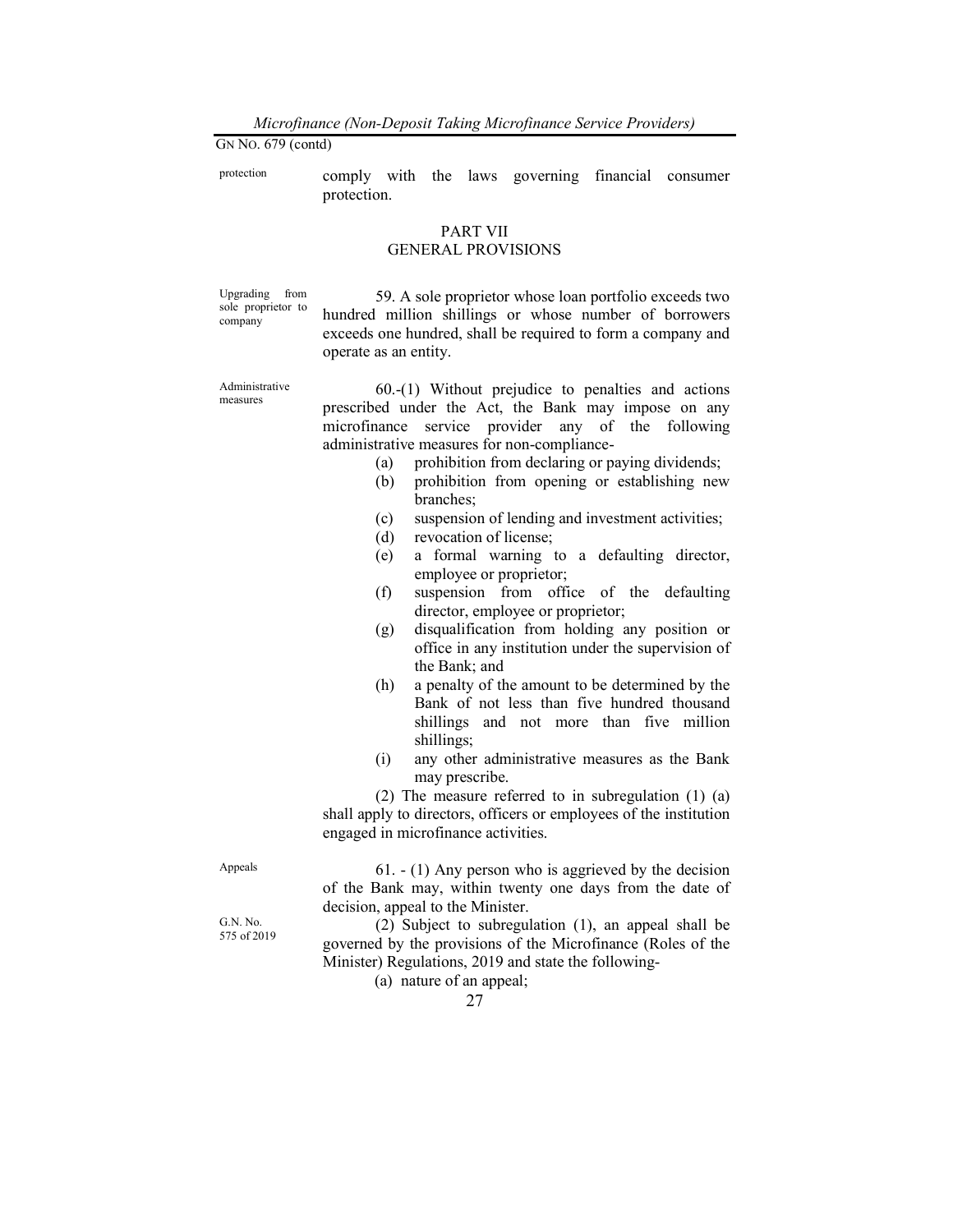protection

comply with the laws governing financial consumer protection.

## PART VII
## GENERAL PROVISIONS

Upgrading from sole proprietor to company

59. A sole proprietor whose loan portfolio exceeds two hundred million shillings or whose number of borrowers exceeds one hundred, shall be required to form a company and operate as an entity.

Administrative measures

60.-(1) Without prejudice to penalties and actions prescribed under the Act, the Bank may impose on any microfinance service provider any of the following administrative measures for non-compliance-

(a) prohibition from declaring or paying dividends;
(b) prohibition from opening or establishing new branches;
(c) suspension of lending and investment activities;
(d) revocation of license;
(e) a formal warning to a defaulting director, employee or proprietor;
(f) suspension from office of the defaulting director, employee or proprietor;
(g) disqualification from holding any position or office in any institution under the supervision of the Bank; and
(h) a penalty of the amount to be determined by the Bank of not less than five hundred thousand shillings and not more than five million shillings;
(i) any other administrative measures as the Bank may prescribe.

(2) The measure referred to in subregulation (1) (a) shall apply to directors, officers or employees of the institution engaged in microfinance activities.

Appeals

61. - (1) Any person who is aggrieved by the decision of the Bank may, within twenty one days from the date of decision, appeal to the Minister.

G.N. No. 575 of 2019

(2) Subject to subregulation (1), an appeal shall be governed by the provisions of the Microfinance (Roles of the Minister) Regulations, 2019 and state the following-

(a) nature of an appeal;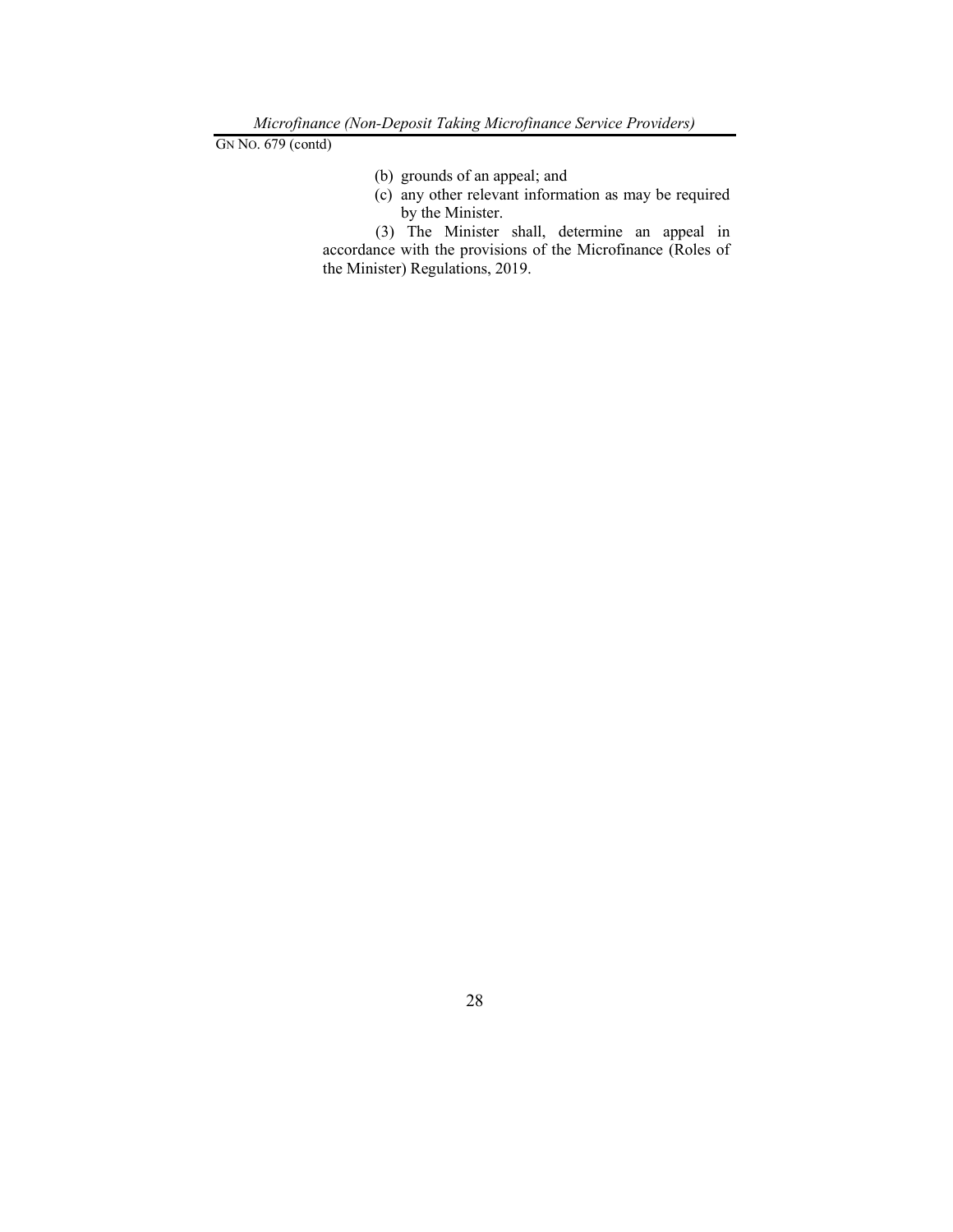(b) grounds of an appeal; and

(c) any other relevant information as may be required by the Minister.

(3) The Minister shall, determine an appeal in accordance with the provisions of the Microfinance (Roles of the Minister) Regulations, 2019.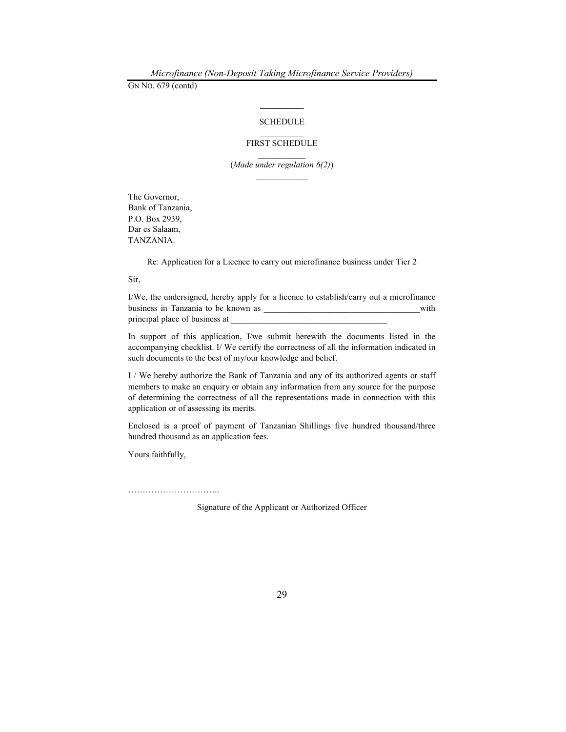GN NO. 679 (contd)

SCHEDULE

FIRST SCHEDULE

*(Made under regulation 6(2))*

The Governor,
Bank of Tanzania,
P.O. Box 2939,
Dar es Salaam,
TANZANIA.

Re: Application for a Licence to carry out microfinance business under Tier 2

Sir,

I/We, the undersigned, hereby apply for a licence to establish/carry out a microfinance business in Tanzania to be known as ____________________________________with principal place of business at ____________________________________

In support of this application, I/we submit herewith the documents listed in the accompanying checklist. I/ We certify the correctness of all the information indicated in such documents to the best of my/our knowledge and belief.

I / We hereby authorize the Bank of Tanzania and any of its authorized agents or staff members to make an enquiry or obtain any information from any source for the purpose of determining the correctness of all the representations made in connection with this application or of assessing its merits.

Enclosed is a proof of payment of Tanzanian Shillings five hundred thousand/three hundred thousand as an application fees.

Yours faithfully,

…………………………..

Signature of the Applicant or Authorized Officer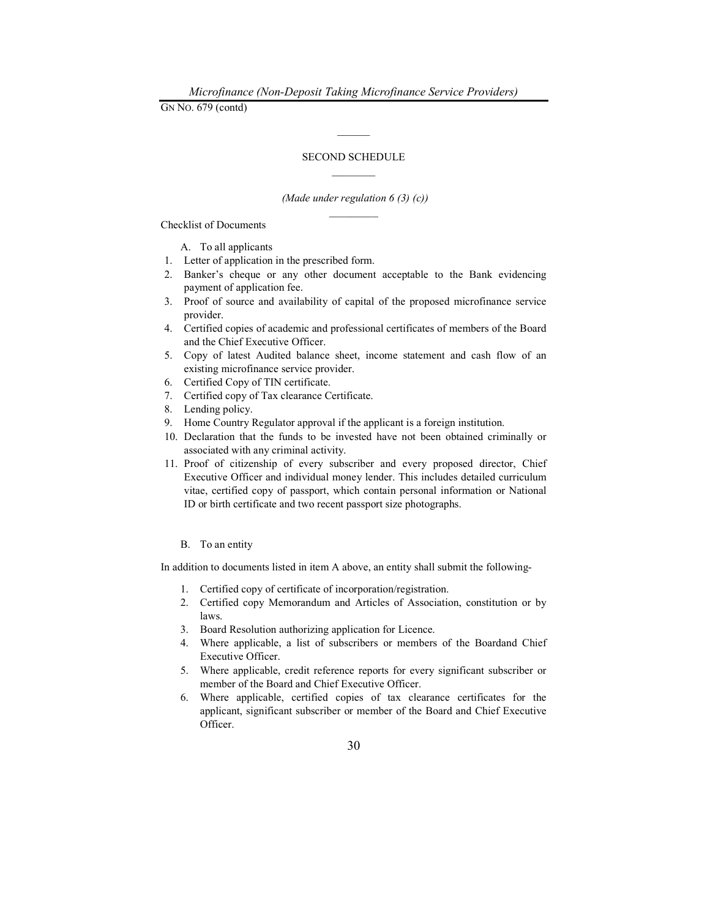GN NO. 679 (contd)

## SECOND SCHEDULE

*(Made under regulation 6 (3) (c))*

Checklist of Documents

A. To all applicants

1. Letter of application in the prescribed form.
2. Banker's cheque or any other document acceptable to the Bank evidencing payment of application fee.
3. Proof of source and availability of capital of the proposed microfinance service provider.
4. Certified copies of academic and professional certificates of members of the Board and the Chief Executive Officer.
5. Copy of latest Audited balance sheet, income statement and cash flow of an existing microfinance service provider.
6. Certified Copy of TIN certificate.
7. Certified copy of Tax clearance Certificate.
8. Lending policy.
9. Home Country Regulator approval if the applicant is a foreign institution.
10. Declaration that the funds to be invested have not been obtained criminally or associated with any criminal activity.
11. Proof of citizenship of every subscriber and every proposed director, Chief Executive Officer and individual money lender. This includes detailed curriculum vitae, certified copy of passport, which contain personal information or National ID or birth certificate and two recent passport size photographs.

B. To an entity

In addition to documents listed in item A above, an entity shall submit the following-

1. Certified copy of certificate of incorporation/registration.
2. Certified copy Memorandum and Articles of Association, constitution or by laws.
3. Board Resolution authorizing application for Licence.
4. Where applicable, a list of subscribers or members of the Boardand Chief Executive Officer.
5. Where applicable, credit reference reports for every significant subscriber or member of the Board and Chief Executive Officer.
6. Where applicable, certified copies of tax clearance certificates for the applicant, significant subscriber or member of the Board and Chief Executive Officer.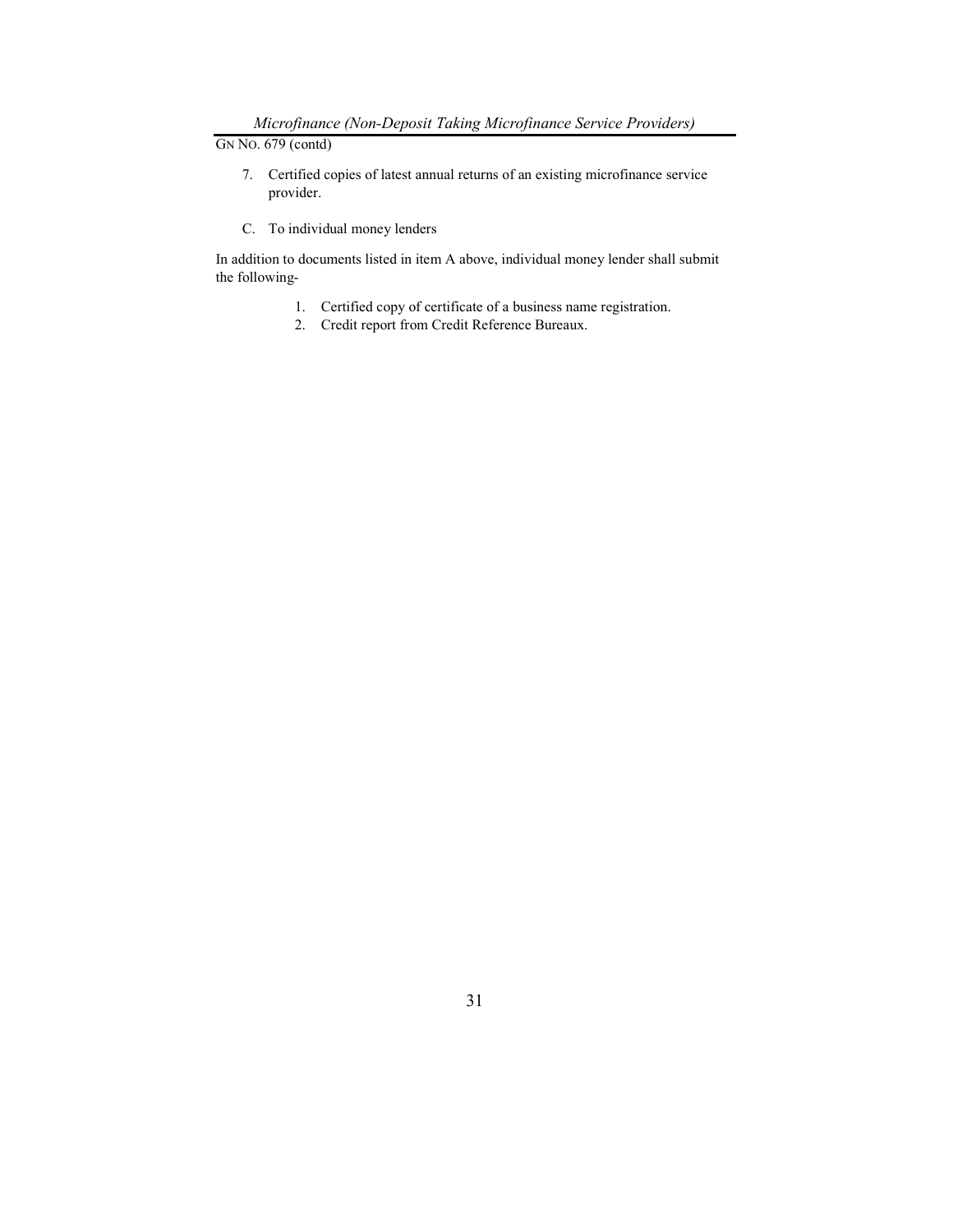7. Certified copies of latest annual returns of an existing microfinance service provider.

C. To individual money lenders

In addition to documents listed in item A above, individual money lender shall submit the following-

1. Certified copy of certificate of a business name registration.
2. Credit report from Credit Reference Bureaux.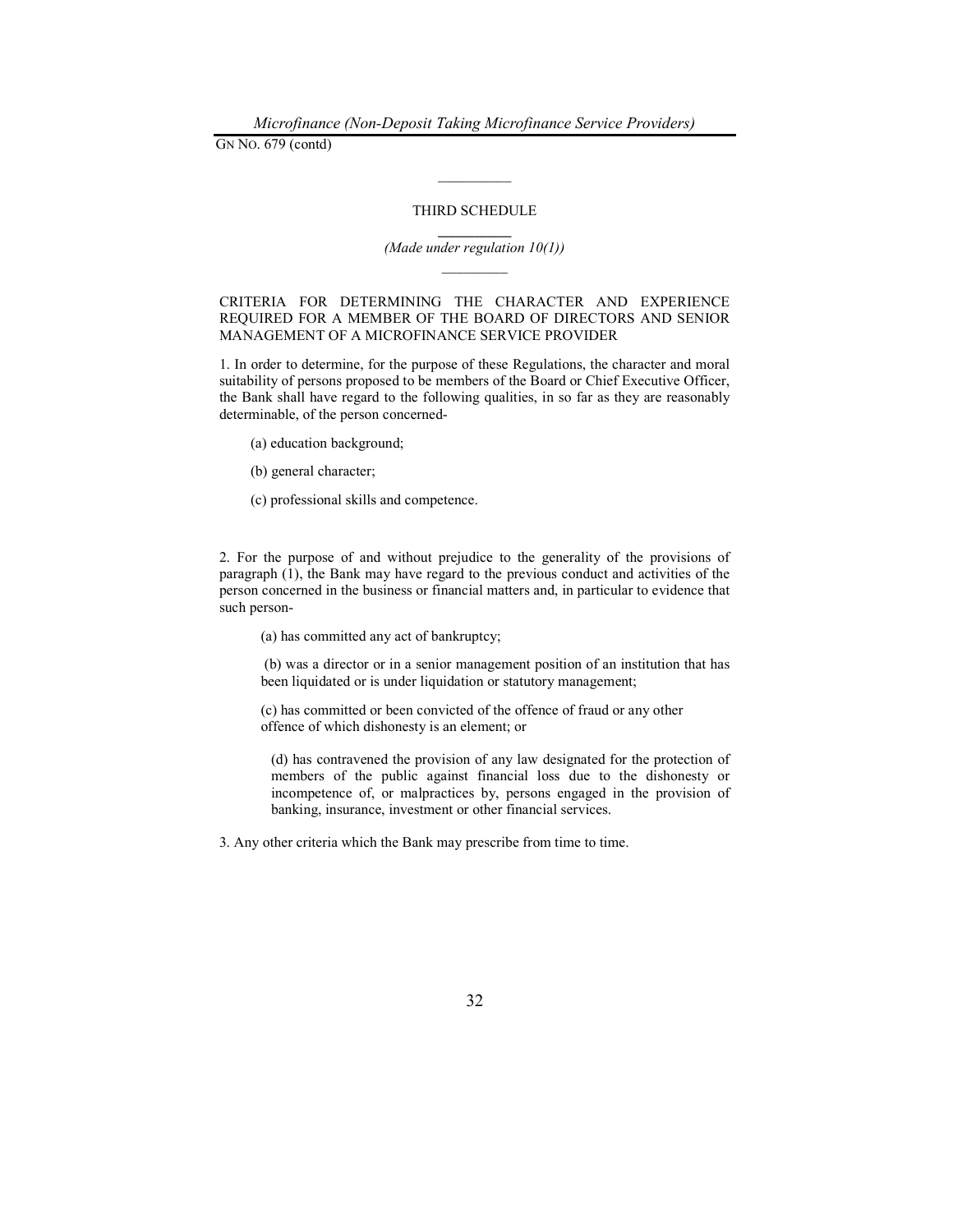## THIRD SCHEDULE

*(Made under regulation 10(1))*

CRITERIA FOR DETERMINING THE CHARACTER AND EXPERIENCE REQUIRED FOR A MEMBER OF THE BOARD OF DIRECTORS AND SENIOR MANAGEMENT OF A MICROFINANCE SERVICE PROVIDER

1. In order to determine, for the purpose of these Regulations, the character and moral suitability of persons proposed to be members of the Board or Chief Executive Officer, the Bank shall have regard to the following qualities, in so far as they are reasonably determinable, of the person concerned-

   (a) education background;

   (b) general character;

   (c) professional skills and competence.

2. For the purpose of and without prejudice to the generality of the provisions of paragraph (1), the Bank may have regard to the previous conduct and activities of the person concerned in the business or financial matters and, in particular to evidence that such person-

   (a) has committed any act of bankruptcy;

   (b) was a director or in a senior management position of an institution that has been liquidated or is under liquidation or statutory management;

   (c) has committed or been convicted of the offence of fraud or any other offence of which dishonesty is an element; or

   (d) has contravened the provision of any law designated for the protection of members of the public against financial loss due to the dishonesty or incompetence of, or malpractices by, persons engaged in the provision of banking, insurance, investment or other financial services.

3. Any other criteria which the Bank may prescribe from time to time.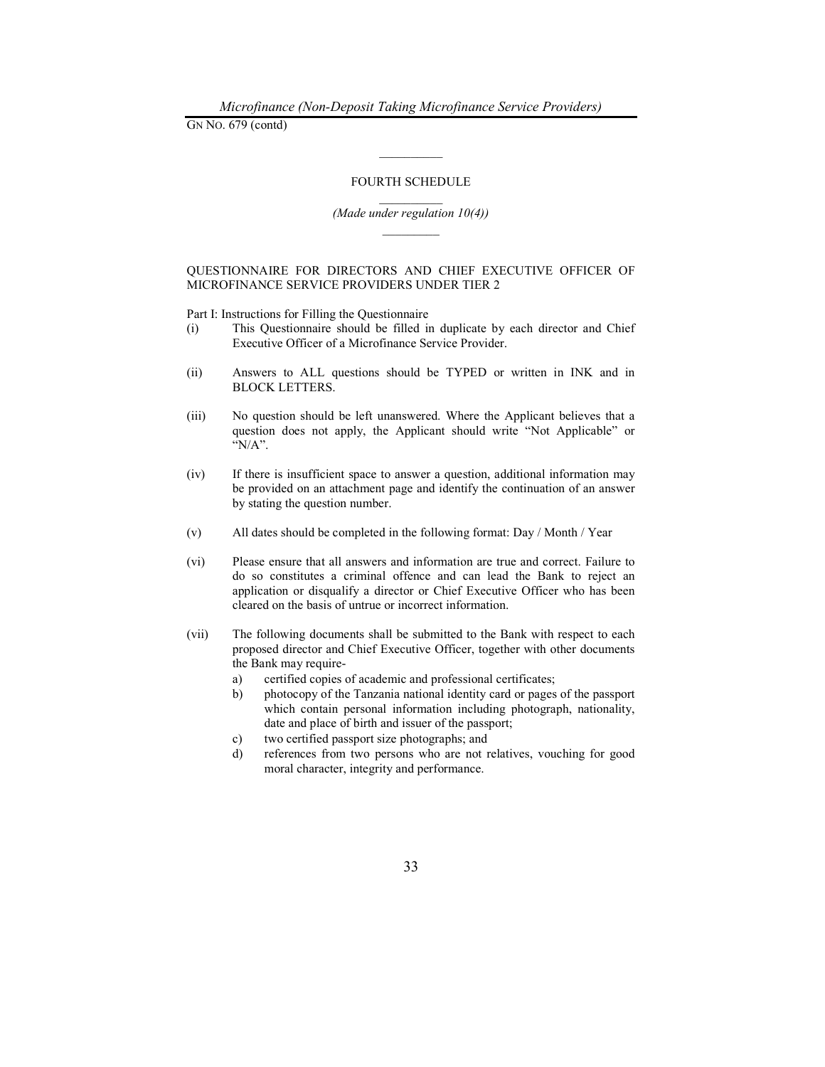GN NO. 679 (contd)

## FOURTH SCHEDULE

*(Made under regulation 10(4))*

### QUESTIONNAIRE FOR DIRECTORS AND CHIEF EXECUTIVE OFFICER OF MICROFINANCE SERVICE PROVIDERS UNDER TIER 2

Part I: Instructions for Filling the Questionnaire

(i) This Questionnaire should be filled in duplicate by each director and Chief Executive Officer of a Microfinance Service Provider.

(ii) Answers to ALL questions should be TYPED or written in INK and in BLOCK LETTERS.

(iii) No question should be left unanswered. Where the Applicant believes that a question does not apply, the Applicant should write "Not Applicable" or "N/A".

(iv) If there is insufficient space to answer a question, additional information may be provided on an attachment page and identify the continuation of an answer by stating the question number.

(v) All dates should be completed in the following format: Day / Month / Year

(vi) Please ensure that all answers and information are true and correct. Failure to do so constitutes a criminal offence and can lead the Bank to reject an application or disqualify a director or Chief Executive Officer who has been cleared on the basis of untrue or incorrect information.

(vii) The following documents shall be submitted to the Bank with respect to each proposed director and Chief Executive Officer, together with other documents the Bank may require-

a) certified copies of academic and professional certificates;
b) photocopy of the Tanzania national identity card or pages of the passport which contain personal information including photograph, nationality, date and place of birth and issuer of the passport;
c) two certified passport size photographs; and
d) references from two persons who are not relatives, vouching for good moral character, integrity and performance.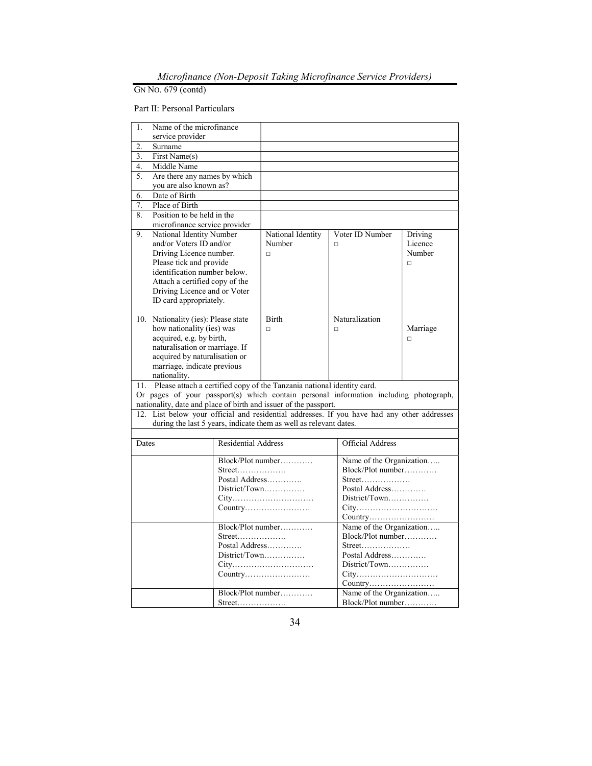GN NO. 679 (contd)

Part II: Personal Particulars

| | | | |
|---|---|---|---|
| 1. Name of the microfinance service provider | | | |
| 2. Surname | | | |
| 3. First Name(s) | | | |
| 4. Middle Name | | | |
| 5. Are there any names by which you are also known as? | | | |
| 6. Date of Birth | | | |
| 7. Place of Birth | | | |
| 8. Position to be held in the microfinance service provider | | | |
| 9. National Identity Number and/or Voters ID and/or Driving Licence number. Please tick and provide identification number below. Attach a certified copy of the Driving Licence and or Voter ID card appropriately. | National Identity Number □ | Voter ID Number □ | Driving Licence Number □ |
| 10. Nationality (ies): Please state how nationality (ies) was acquired, e.g. by birth, naturalisation or marriage. If acquired by naturalisation or marriage, indicate previous nationality. | Birth □ | Naturalization □ | Marriage □ |

11. Please attach a certified copy of the Tanzania national identity card. Or pages of your passport(s) which contain personal information including photograph, nationality, date and place of birth and issuer of the passport.

12. List below your official and residential addresses. If you have had any other addresses during the last 5 years, indicate them as well as relevant dates.

| Dates | Residential Address | Official Address |
|---|---|---|
| | Block/Plot number………… Street……………… Postal Address…………. District/Town…………… City………………………… Country…………………… | Name of the Organization….. Block/Plot number………… Street……………… Postal Address…………. District/Town…………… City………………………… Country…………………… |
| | Block/Plot number………… Street……………… Postal Address…………. District/Town…………… City………………………… Country…………………… | Name of the Organization….. Block/Plot number………… Street……………… Postal Address…………. District/Town…………… City………………………… Country…………………… |
| | Block/Plot number………… Street……………… | Name of the Organization….. Block/Plot number………… |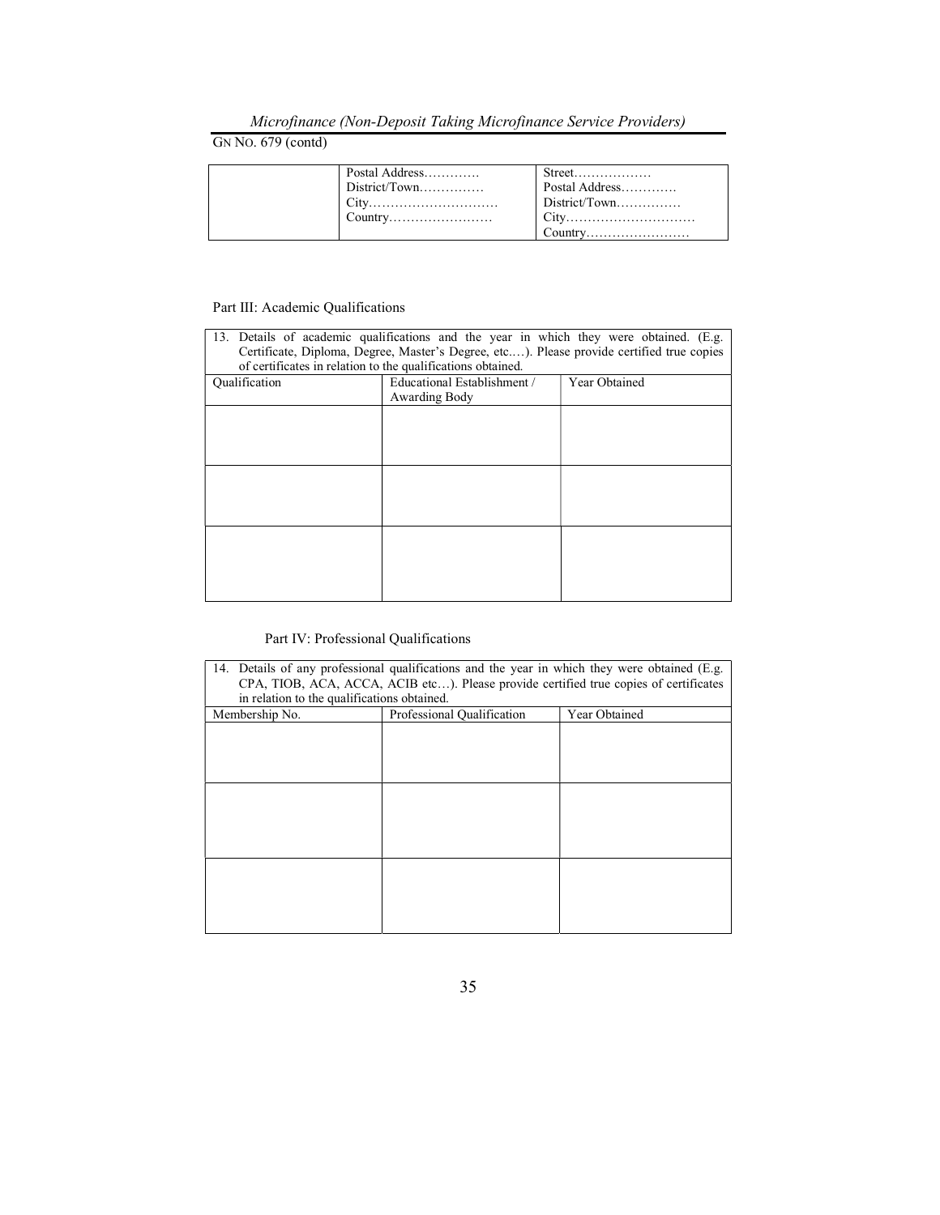GN NO. 679 (contd)

| | Postal Address…………<br>District/Town……………<br>City…………………………<br>Country…………………… | Street………………<br>Postal Address…………<br>District/Town……………<br>City…………………………<br>Country…………………… |
|---|---|---|

Part III: Academic Qualifications

| 13. Details of academic qualifications and the year in which they were obtained. (E.g. Certificate, Diploma, Degree, Master's Degree, etc.…). Please provide certified true copies of certificates in relation to the qualifications obtained. | | |
|---|---|---|
| Qualification | Educational Establishment / Awarding Body | Year Obtained |
| | | |
| | | |
| | | |

Part IV: Professional Qualifications

| 14. Details of any professional qualifications and the year in which they were obtained (E.g. CPA, TIOB, ACA, ACCA, ACIB etc…). Please provide certified true copies of certificates in relation to the qualifications obtained. | | |
|---|---|---|
| Membership No. | Professional Qualification | Year Obtained |
| | | |
| | | |
| | | |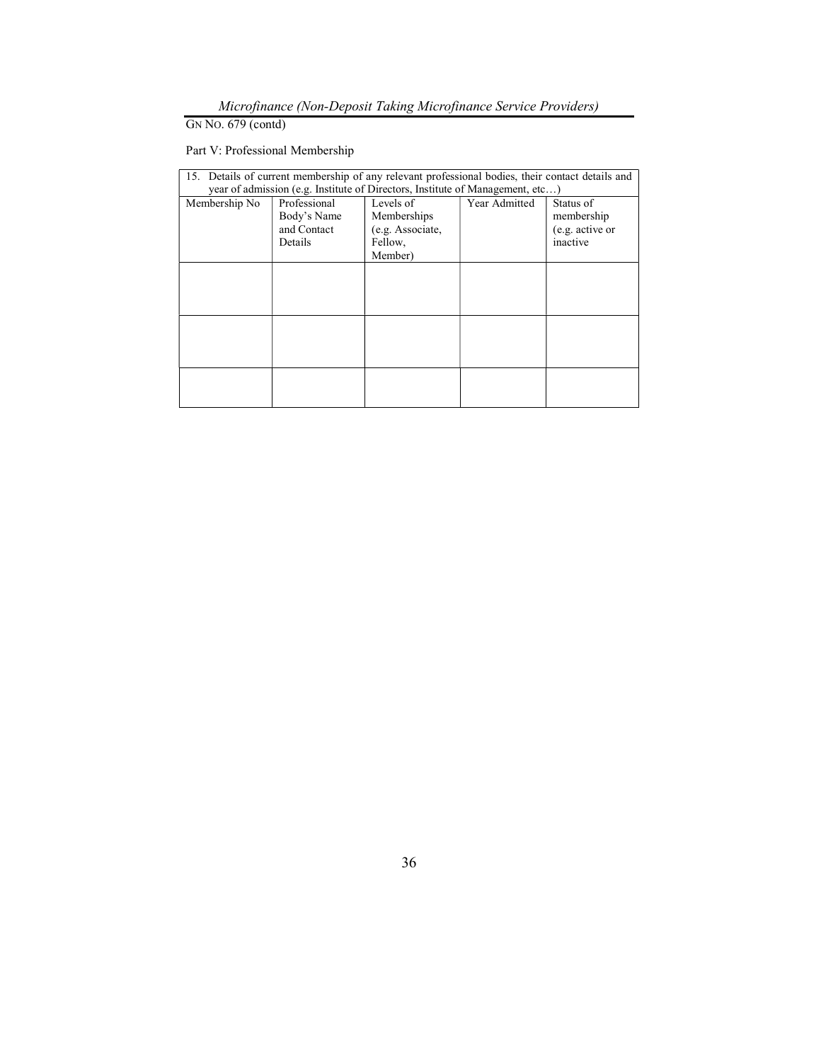GN NO. 679 (contd)

Part V: Professional Membership

| 15. Details of current membership of any relevant professional bodies, their contact details and year of admission (e.g. Institute of Directors, Institute of Management, etc…) | | | | |
|---|---|---|---|---|
| Membership No | Professional Body's Name and Contact Details | Levels of Memberships (e.g. Associate, Fellow, Member) | Year Admitted | Status of membership (e.g. active or inactive |
| | | | | |
| | | | | |
| | | | | |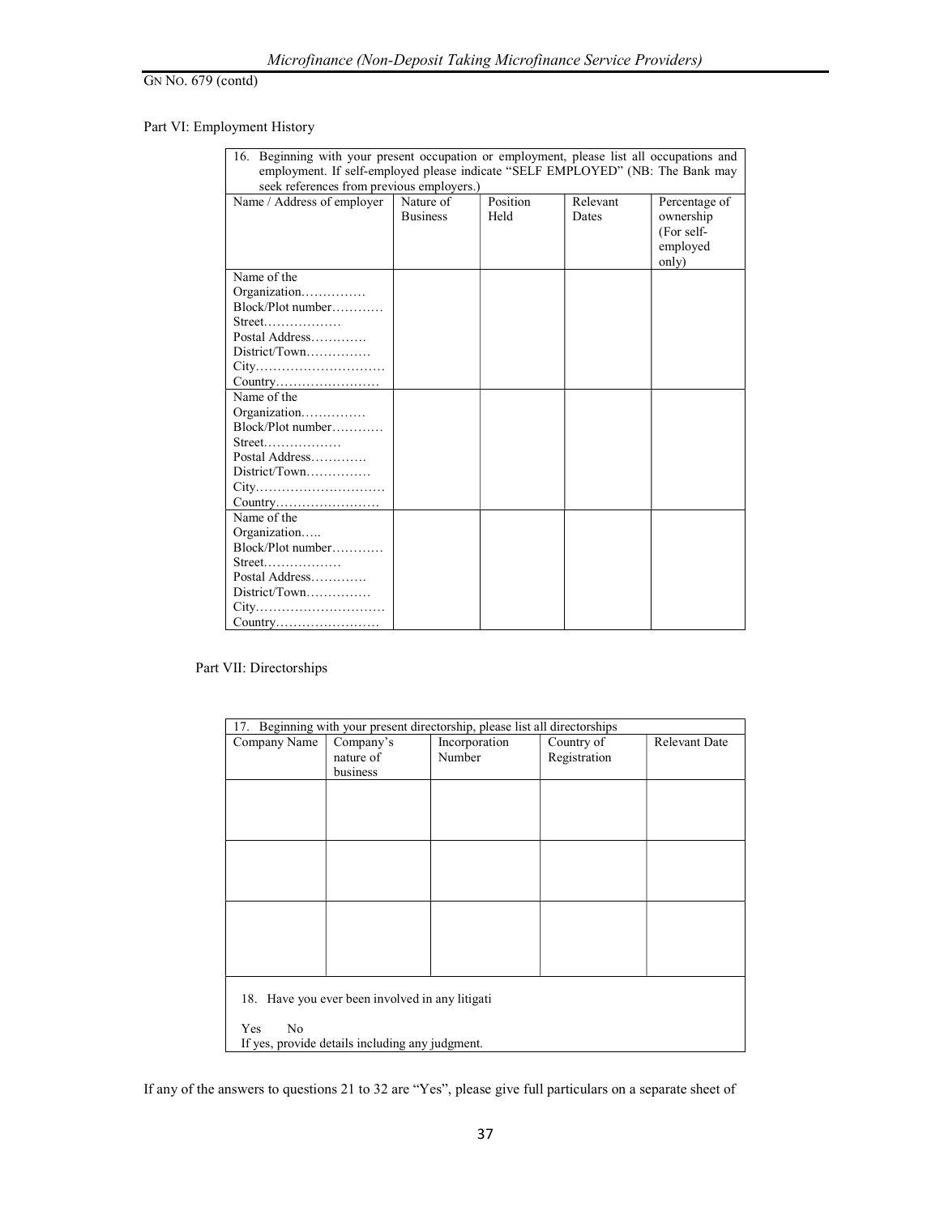GN NO. 679 (contd)

Part VI: Employment History

| 16. Beginning with your present occupation or employment, please list all occupations and employment. If self-employed please indicate "SELF EMPLOYED" (NB: The Bank may seek references from previous employers.) | | | | |
|---|---|---|---|---|
| Name / Address of employer | Nature of Business | Position Held | Relevant Dates | Percentage of ownership (For self-employed only) |
| Name of the Organization…………… Block/Plot number………… Street……………… Postal Address…………. District/Town…………… City………………………… Country…………………… | | | | |
| Name of the Organization…………… Block/Plot number………… Street……………… Postal Address…………. District/Town…………… City………………………… Country…………………… | | | | |
| Name of the Organization….. Block/Plot number………… Street……………… Postal Address…………. District/Town…………… City………………………… Country…………………… | | | | |

Part VII: Directorships

| 17. Beginning with your present directorship, please list all directorships | | | | |
|---|---|---|---|---|
| Company Name | Company's nature of business | Incorporation Number | Country of Registration | Relevant Date |
| | | | | |
| | | | | |
| | | | | |

18. Have you ever been involved in any litigati

Yes No

If yes, provide details including any judgment.

If any of the answers to questions 21 to 32 are "Yes", please give full particulars on a separate sheet of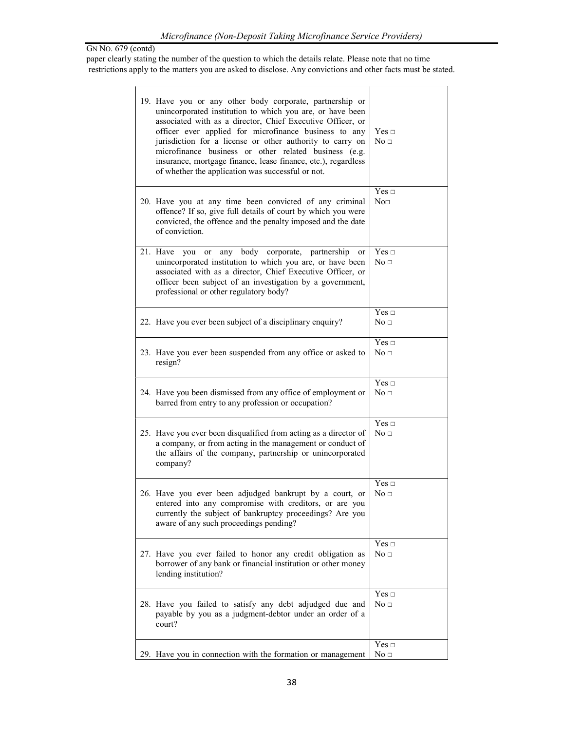GN NO. 679 (contd)

paper clearly stating the number of the question to which the details relate. Please note that no time restrictions apply to the matters you are asked to disclose. Any convictions and other facts must be stated.

| | |
|---|---|
| 19. Have you or any other body corporate, partnership or unincorporated institution to which you are, or have been associated with as a director, Chief Executive Officer, or officer ever applied for microfinance business to any jurisdiction for a license or other authority to carry on microfinance business or other related business (e.g. insurance, mortgage finance, lease finance, etc.), regardless of whether the application was successful or not. | Yes □ No □ |
| 20. Have you at any time been convicted of any criminal offence? If so, give full details of court by which you were convicted, the offence and the penalty imposed and the date of conviction. | Yes □ No□ |
| 21. Have you or any body corporate, partnership or unincorporated institution to which you are, or have been associated with as a director, Chief Executive Officer, or officer been subject of an investigation by a government, professional or other regulatory body? | Yes □ No □ |
| 22. Have you ever been subject of a disciplinary enquiry? | Yes □ No □ |
| 23. Have you ever been suspended from any office or asked to resign? | Yes □ No □ |
| 24. Have you been dismissed from any office of employment or barred from entry to any profession or occupation? | Yes □ No □ |
| 25. Have you ever been disqualified from acting as a director of a company, or from acting in the management or conduct of the affairs of the company, partnership or unincorporated company? | Yes □ No □ |
| 26. Have you ever been adjudged bankrupt by a court, or entered into any compromise with creditors, or are you currently the subject of bankruptcy proceedings? Are you aware of any such proceedings pending? | Yes □ No □ |
| 27. Have you ever failed to honor any credit obligation as borrower of any bank or financial institution or other money lending institution? | Yes □ No □ |
| 28. Have you failed to satisfy any debt adjudged due and payable by you as a judgment-debtor under an order of a court? | Yes □ No □ |
| 29. Have you in connection with the formation or management | Yes □ No □ |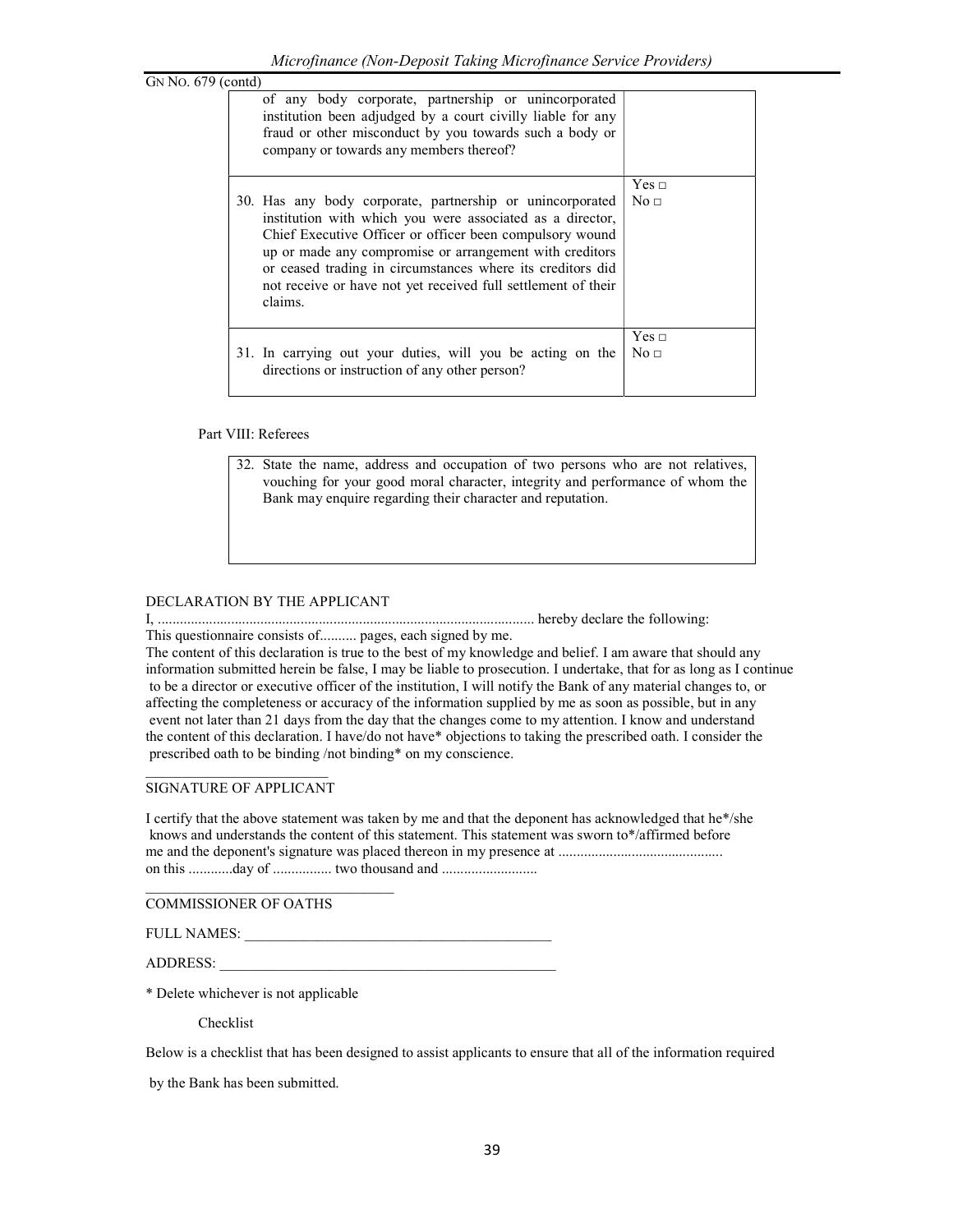GN NO. 679 (contd)

| | |
|---|---|
| of any body corporate, partnership or unincorporated institution been adjudged by a court civilly liable for any fraud or other misconduct by you towards such a body or company or towards any members thereof? | |
| 30. Has any body corporate, partnership or unincorporated institution with which you were associated as a director, Chief Executive Officer or officer been compulsory wound up or made any compromise or arrangement with creditors or ceased trading in circumstances where its creditors did not receive or have not yet received full settlement of their claims. | Yes □ No □ |
| 31. In carrying out your duties, will you be acting on the directions or instruction of any other person? | Yes □ No □ |

Part VIII: Referees

| |
|---|
| 32. State the name, address and occupation of two persons who are not relatives, vouching for your good moral character, integrity and performance of whom the Bank may enquire regarding their character and reputation. |

DECLARATION BY THE APPLICANT

I, ..................................................................................................... hereby declare the following:

This questionnaire consists of.......... pages, each signed by me.

The content of this declaration is true to the best of my knowledge and belief. I am aware that should any information submitted herein be false, I may be liable to prosecution. I undertake, that for as long as I continue to be a director or executive officer of the institution, I will notify the Bank of any material changes to, or affecting the completeness or accuracy of the information supplied by me as soon as possible, but in any event not later than 21 days from the day that the changes come to my attention. I know and understand the content of this declaration. I have/do not have* objections to taking the prescribed oath. I consider the prescribed oath to be binding /not binding* on my conscience.

\_\_\_\_\_\_\_\_\_\_\_\_\_\_\_\_\_\_\_\_\_\_\_\_\_

SIGNATURE OF APPLICANT

I certify that the above statement was taken by me and that the deponent has acknowledged that he*/she knows and understands the content of this statement. This statement was sworn to*/affirmed before me and the deponent's signature was placed thereon in my presence at ............................................ on this ............day of ................ two thousand and ..........................

\_\_\_\_\_\_\_\_\_\_\_\_\_\_\_\_\_\_\_\_\_\_\_\_\_\_\_\_\_\_\_\_\_\_

COMMISSIONER OF OATHS

FULL NAMES: \_\_\_\_\_\_\_\_\_\_\_\_\_\_\_\_\_\_\_\_\_\_\_\_\_\_\_\_\_\_\_\_\_\_\_\_\_\_\_\_\_\_

ADDRESS: \_\_\_\_\_\_\_\_\_\_\_\_\_\_\_\_\_\_\_\_\_\_\_\_\_\_\_\_\_\_\_\_\_\_\_\_\_\_\_\_\_\_\_\_\_\_

* Delete whichever is not applicable

Checklist

Below is a checklist that has been designed to assist applicants to ensure that all of the information required by the Bank has been submitted.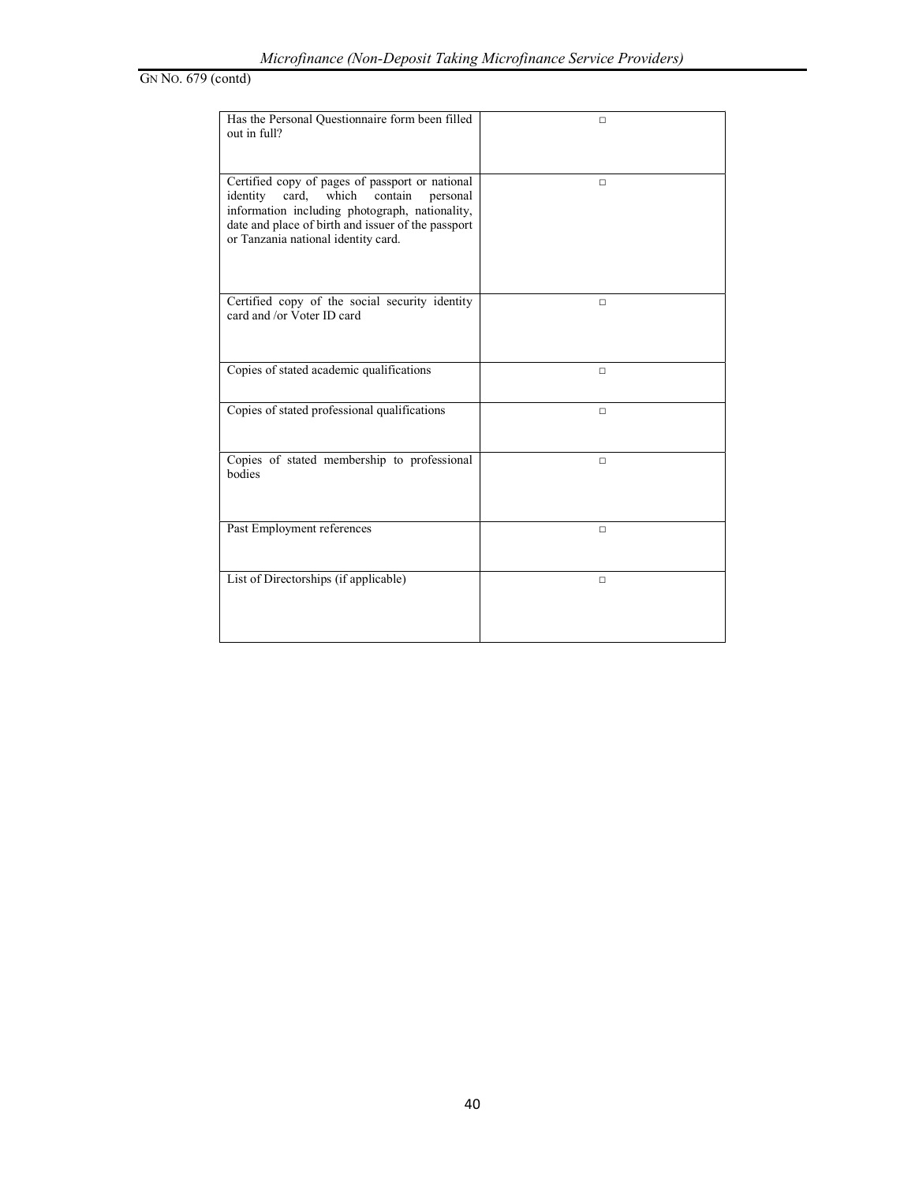GN NO. 679 (contd)

| Has the Personal Questionnaire form been filled out in full? | □ |
|---|---|
| Certified copy of pages of passport or national identity card, which contain personal information including photograph, nationality, date and place of birth and issuer of the passport or Tanzania national identity card. | □ |
| Certified copy of the social security identity card and /or Voter ID card | □ |
| Copies of stated academic qualifications | □ |
| Copies of stated professional qualifications | □ |
| Copies of stated membership to professional bodies | □ |
| Past Employment references | □ |
| List of Directorships (if applicable) | □ |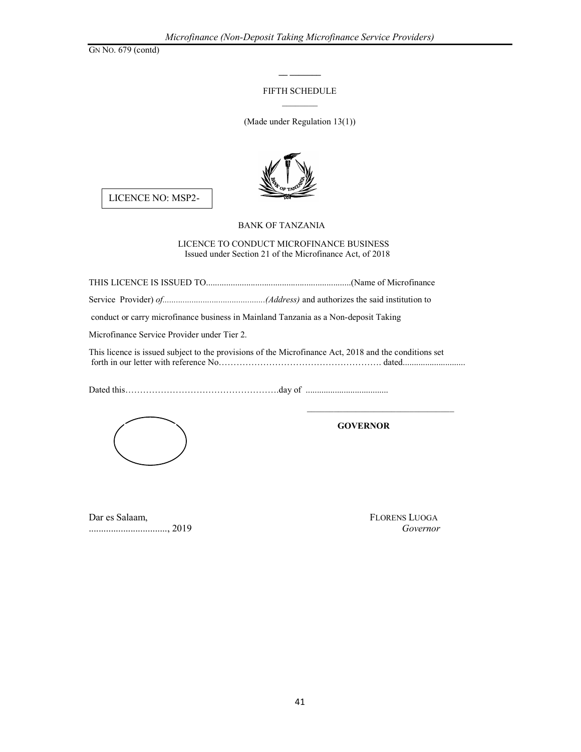GN NO. 679 (contd)

FIFTH SCHEDULE

(Made under Regulation 13(1))

LICENCE NO: MSP2-

BANK OF TANZANIA

LICENCE TO CONDUCT MICROFINANCE BUSINESS
Issued under Section 21 of the Microfinance Act, of 2018

THIS LICENCE IS ISSUED TO.................................................................(Name of Microfinance Service Provider) *of..............................................(Address)* and authorizes the said institution to conduct or carry microfinance business in Mainland Tanzania as a Non-deposit Taking Microfinance Service Provider under Tier 2.

This licence is issued subject to the provisions of the Microfinance Act, 2018 and the conditions set forth in our letter with reference No………………………………………………. dated............................

Dated this…………………………………………….day of .....................................

\_\_\_\_\_\_\_\_\_\_\_\_\_\_\_\_\_\_\_\_\_\_\_\_\_\_\_\_\_\_

**GOVERNOR**

Dar es Salaam,
................................, 2019

FLORENS LUOGA
*Governor*